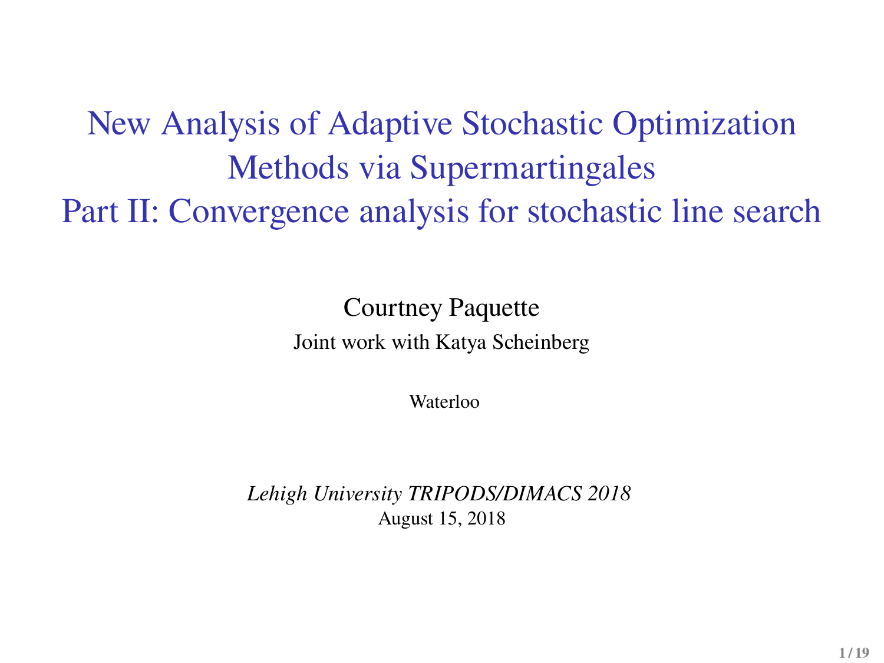# New Analysis of Adaptive Stochastic Optimization Methods via Supermartingales
# Part II: Convergence analysis for stochastic line search

Courtney Paquette

Joint work with Katya Scheinberg

Waterloo

*Lehigh University TRIPODS/DIMACS 2018*

August 15, 2018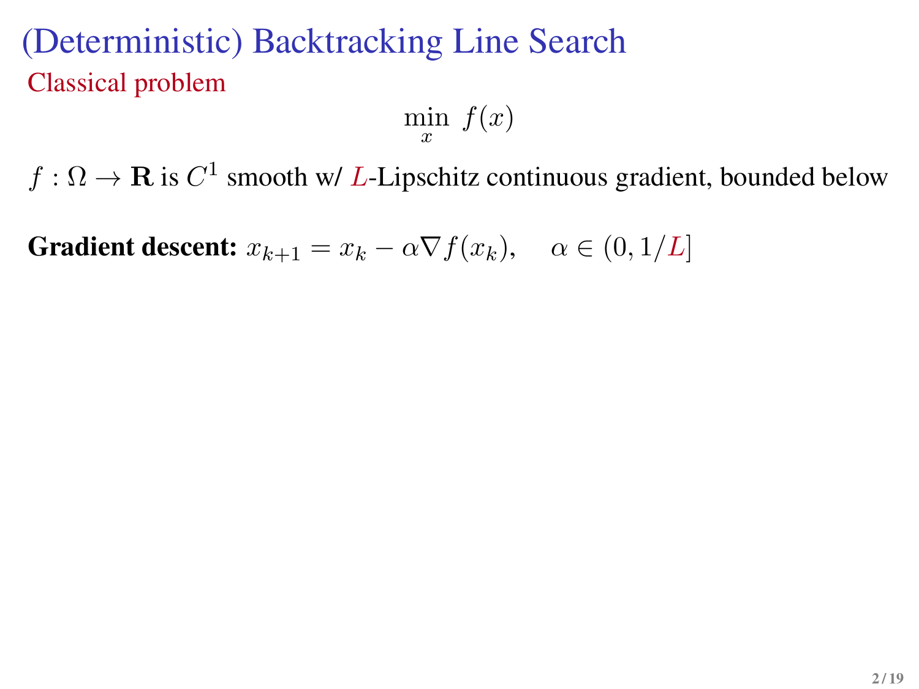# (Deterministic) Backtracking Line Search

## Classical problem

$$\min_{x} \ f(x)$$

$f : \Omega \to \mathbf{R}$ is $C^1$ smooth w/ $L$-Lipschitz continuous gradient, bounded below

**Gradient descent:** $x_{k+1} = x_k - \alpha \nabla f(x_k), \quad \alpha \in (0, 1/L]$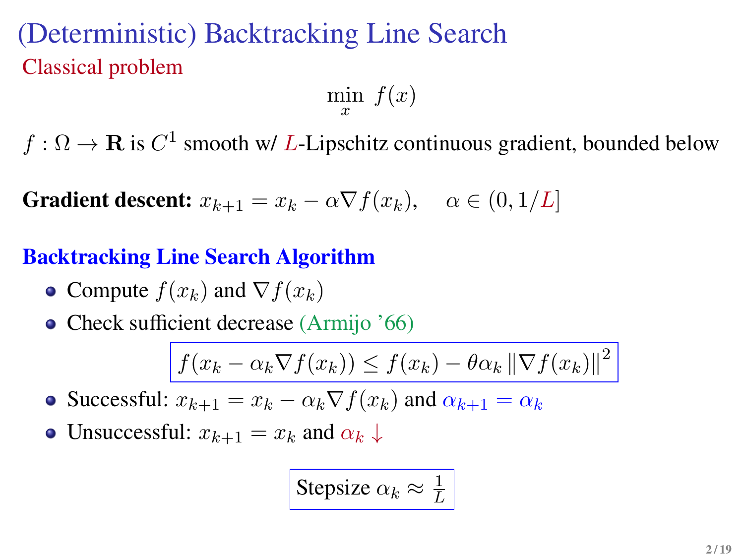# (Deterministic) Backtracking Line Search

## Classical problem

$$\min_x \; f(x)$$

$f : \Omega \to \mathbf{R}$ is $C^1$ smooth w/ $L$-Lipschitz continuous gradient, bounded below

**Gradient descent:** $x_{k+1} = x_k - \alpha \nabla f(x_k), \quad \alpha \in (0, 1/L]$

### Backtracking Line Search Algorithm

- Compute $f(x_k)$ and $\nabla f(x_k)$
- Check sufficient decrease (Armijo '66)

$$f(x_k - \alpha_k \nabla f(x_k)) \leq f(x_k) - \theta \alpha_k \left\| \nabla f(x_k) \right\|^2$$

- Successful: $x_{k+1} = x_k - \alpha_k \nabla f(x_k)$ and $\alpha_{k+1} = \alpha_k$
- Unsuccessful: $x_{k+1} = x_k$ and $\alpha_k \downarrow$

$$\text{Stepsize } \alpha_k \approx \frac{1}{L}$$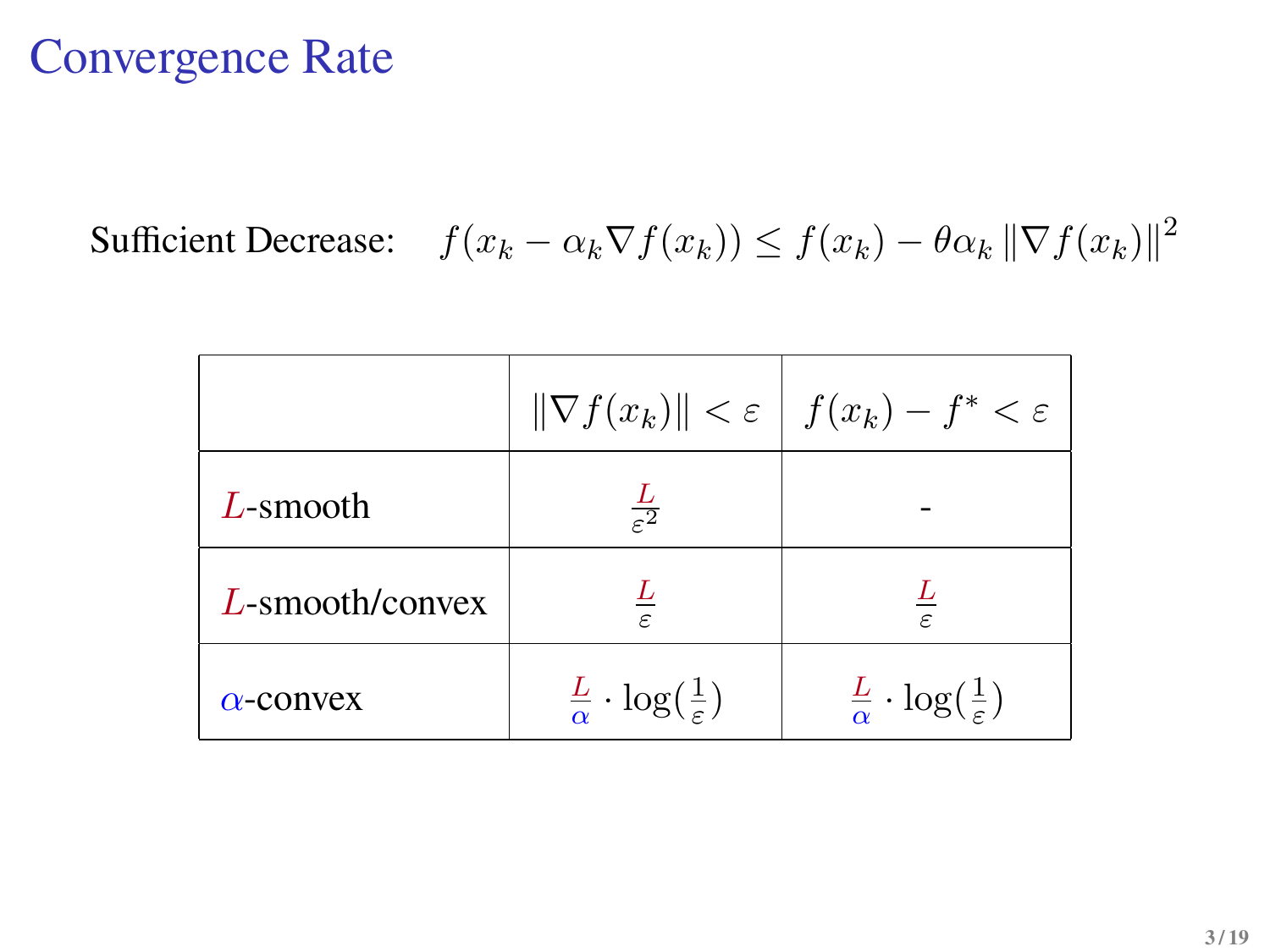# Convergence Rate

Sufficient Decrease: $f(x_k - \alpha_k \nabla f(x_k)) \leq f(x_k) - \theta \alpha_k \|\nabla f(x_k)\|^2$

| | $\|\nabla f(x_k)\| < \varepsilon$ | $f(x_k) - f^* < \varepsilon$ |
|---|---|---|
| $L$-smooth | $\frac{L}{\varepsilon^2}$ | - |
| $L$-smooth/convex | $\frac{L}{\varepsilon}$ | $\frac{L}{\varepsilon}$ |
| $\alpha$-convex | $\frac{L}{\alpha} \cdot \log(\frac{1}{\varepsilon})$ | $\frac{L}{\alpha} \cdot \log(\frac{1}{\varepsilon})$ |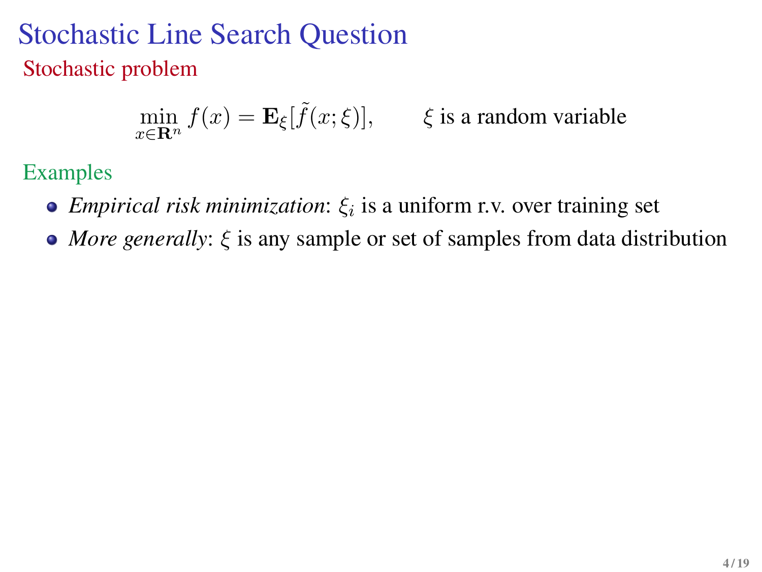# Stochastic Line Search Question

## Stochastic problem

$$\min_{x \in \mathbf{R}^n} f(x) = \mathbf{E}_\xi[\tilde{f}(x;\xi)], \qquad \xi \text{ is a random variable}$$

### Examples

- *Empirical risk minimization*: $\xi_i$ is a uniform r.v. over training set
- *More generally*: $\xi$ is any sample or set of samples from data distribution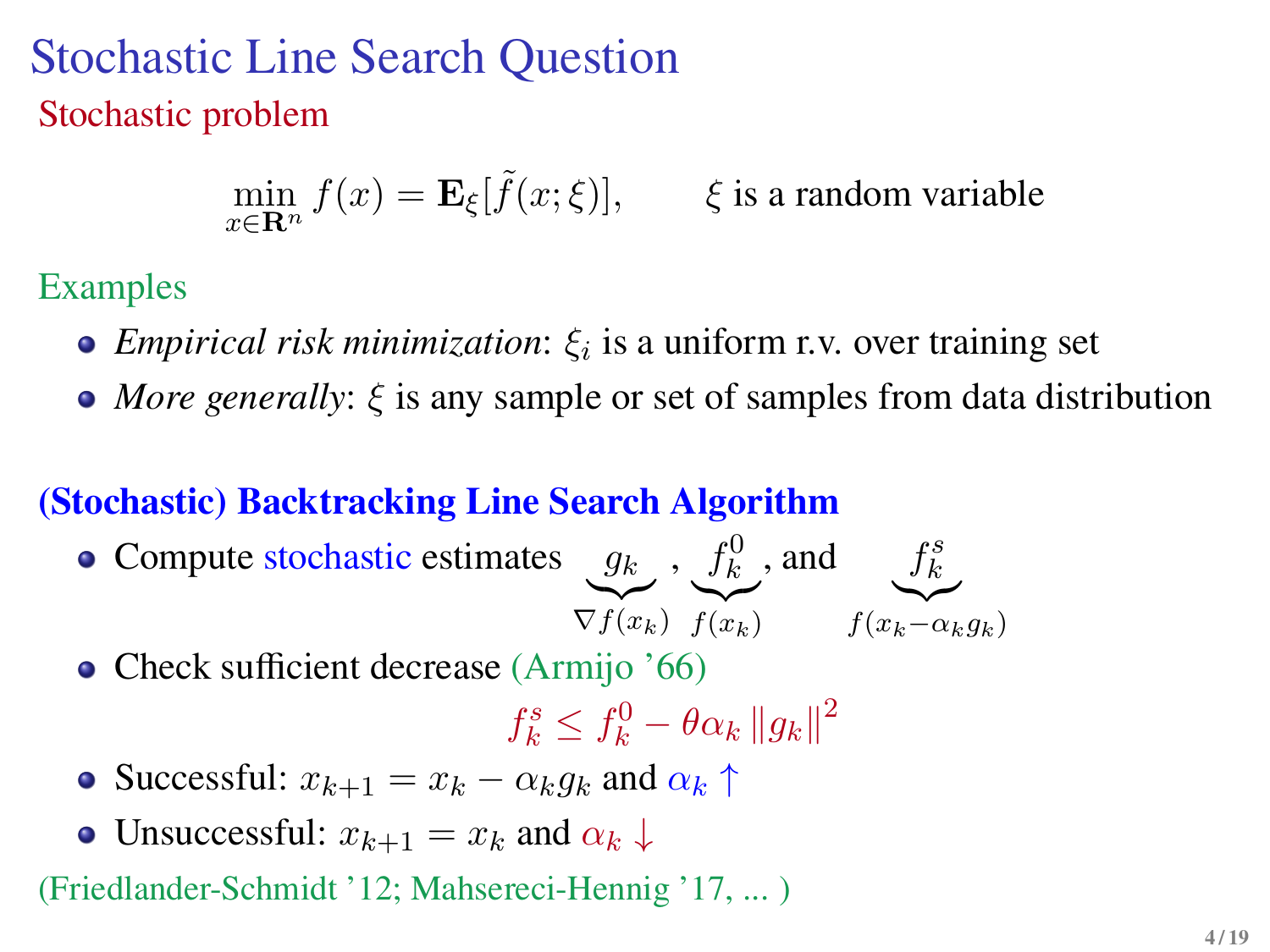# Stochastic Line Search Question

## Stochastic problem

$$\min_{x \in \mathbf{R}^n} f(x) = \mathbf{E}_\xi[\tilde{f}(x;\xi)], \qquad \xi \text{ is a random variable}$$

### Examples

- *Empirical risk minimization*: $\xi_i$ is a uniform r.v. over training set
- *More generally*: $\xi$ is any sample or set of samples from data distribution

### (Stochastic) Backtracking Line Search Algorithm

- Compute stochastic estimates $\underbrace{g_k}_{\nabla f(x_k)}$, $\underbrace{f_k^0}_{f(x_k)}$, and $\underbrace{f_k^s}_{f(x_k - \alpha_k g_k)}$
- Check sufficient decrease (Armijo '66)
  $$f_k^s \leq f_k^0 - \theta \alpha_k \|g_k\|^2$$
- Successful: $x_{k+1} = x_k - \alpha_k g_k$ and $\alpha_k \uparrow$
- Unsuccessful: $x_{k+1} = x_k$ and $\alpha_k \downarrow$

(Friedlander-Schmidt '12; Mahsereci-Hennig '17, ... )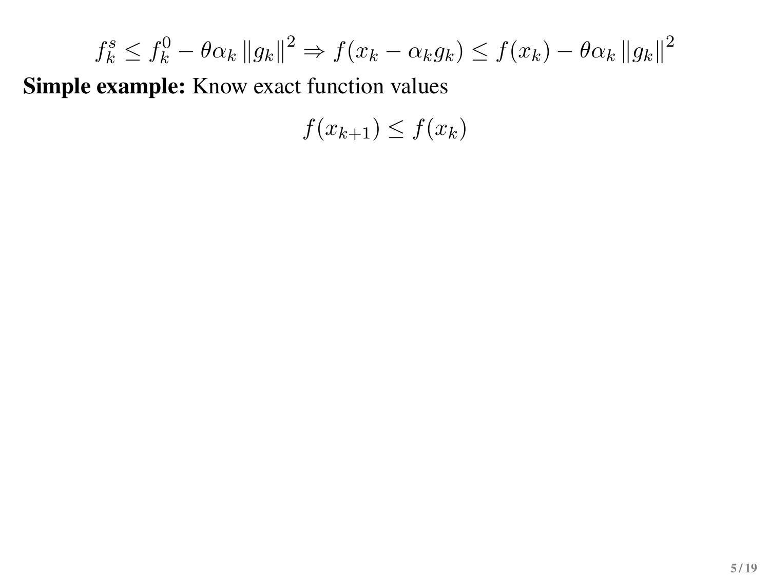$$f_k^s \leq f_k^0 - \theta\alpha_k \|g_k\|^2 \Rightarrow f(x_k - \alpha_k g_k) \leq f(x_k) - \theta\alpha_k \|g_k\|^2$$

**Simple example:** Know exact function values

$$f(x_{k+1}) \leq f(x_k)$$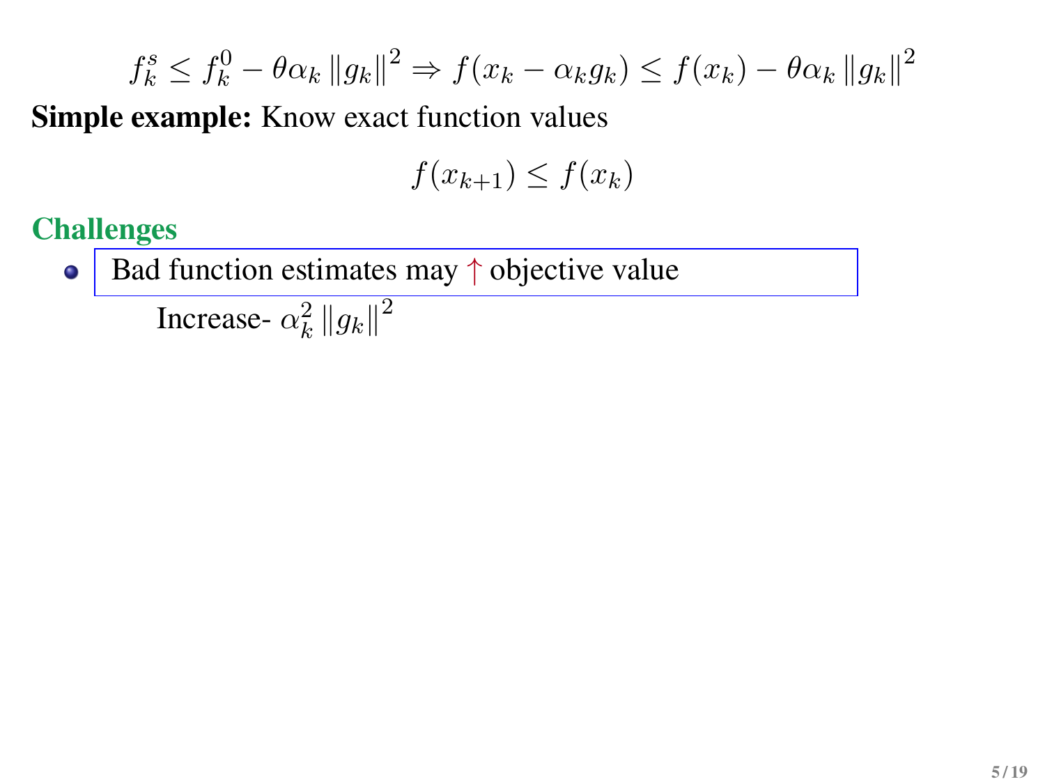$$f_k^s \leq f_k^0 - \theta\alpha_k \|g_k\|^2 \Rightarrow f(x_k - \alpha_k g_k) \leq f(x_k) - \theta\alpha_k \|g_k\|^2$$

**Simple example:** Know exact function values

$$f(x_{k+1}) \leq f(x_k)$$

## Challenges

- Bad function estimates may $\uparrow$ objective value

  Increase- $\alpha_k^2 \|g_k\|^2$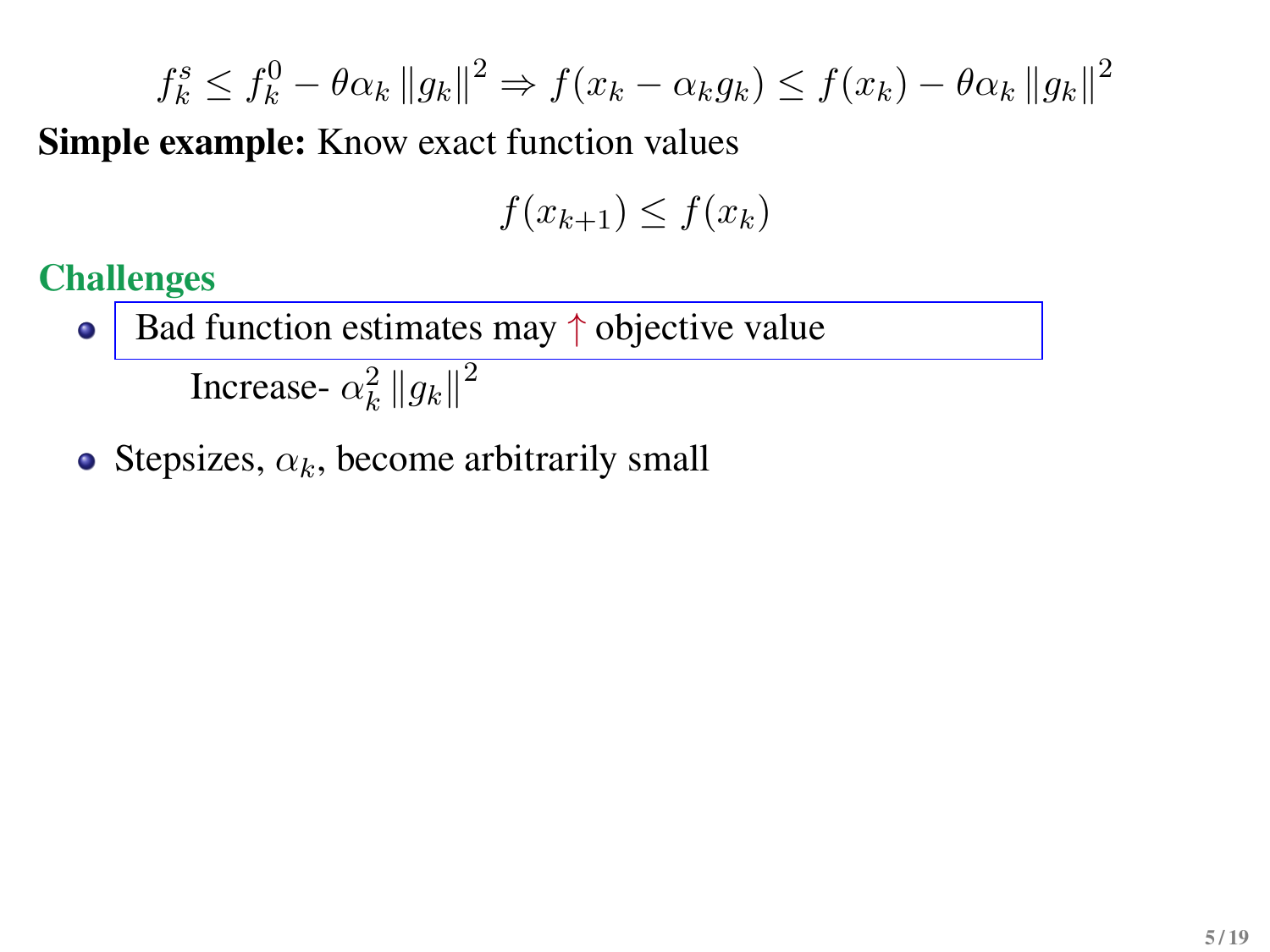$$f_k^s \leq f_k^0 - \theta\alpha_k \|g_k\|^2 \Rightarrow f(x_k - \alpha_k g_k) \leq f(x_k) - \theta\alpha_k \|g_k\|^2$$

**Simple example:** Know exact function values

$$f(x_{k+1}) \leq f(x_k)$$

## Challenges

- Bad function estimates may $\uparrow$ objective value

  Increase- $\alpha_k^2 \|g_k\|^2$

- Stepsizes, $\alpha_k$, become arbitrarily small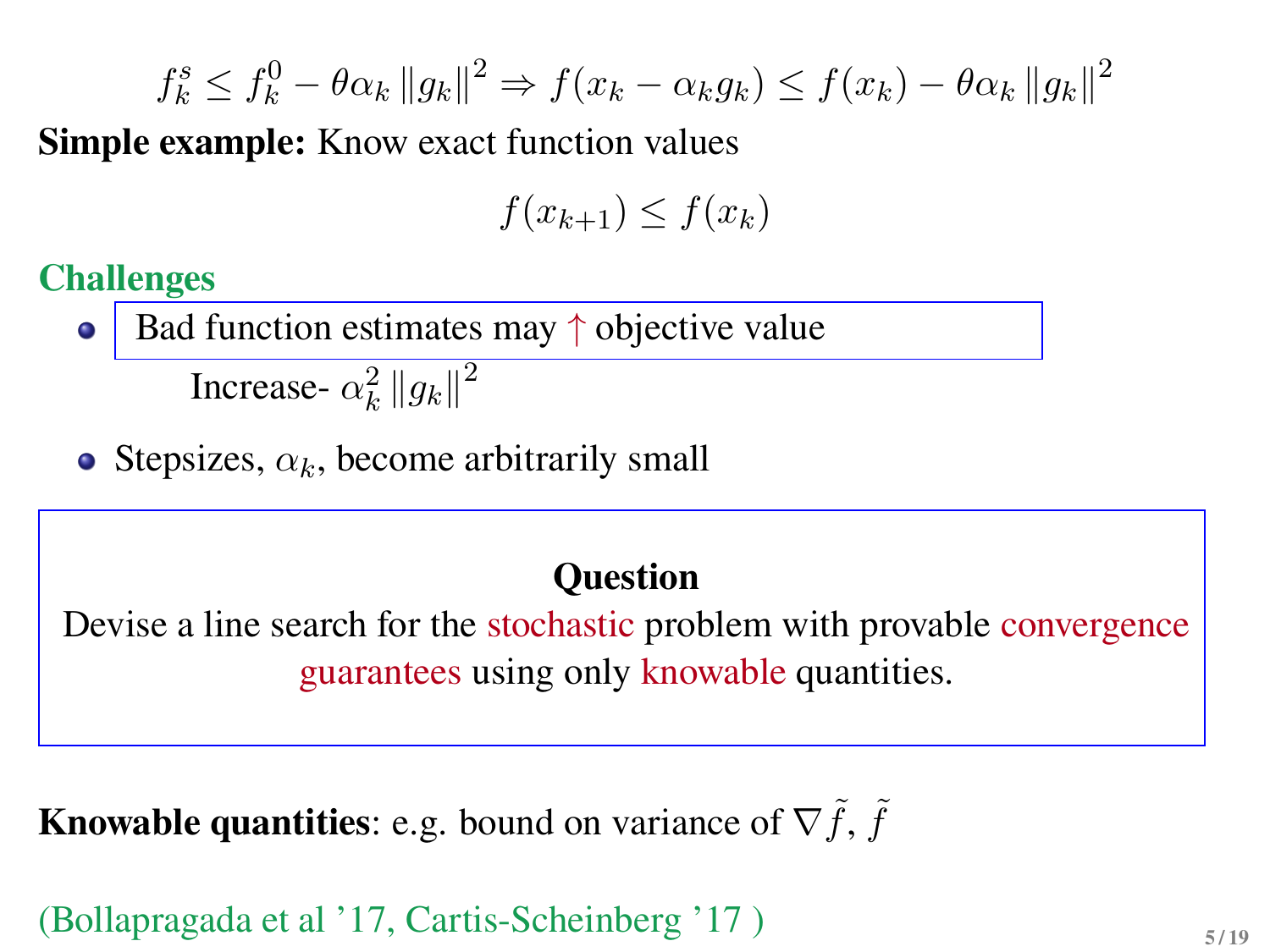$$f_k^s \leq f_k^0 - \theta\alpha_k \|g_k\|^2 \Rightarrow f(x_k - \alpha_k g_k) \leq f(x_k) - \theta\alpha_k \|g_k\|^2$$

**Simple example:** Know exact function values

$$f(x_{k+1}) \leq f(x_k)$$

### Challenges

- Bad function estimates may ↑ objective value

  Increase- $\alpha_k^2 \|g_k\|^2$

- Stepsizes, $\alpha_k$, become arbitrarily small

**Question**

Devise a line search for the stochastic problem with provable convergence guarantees using only knowable quantities.

**Knowable quantities**: e.g. bound on variance of $\nabla\tilde{f}$, $\tilde{f}$

(Bollapragada et al '17, Cartis-Scheinberg '17 )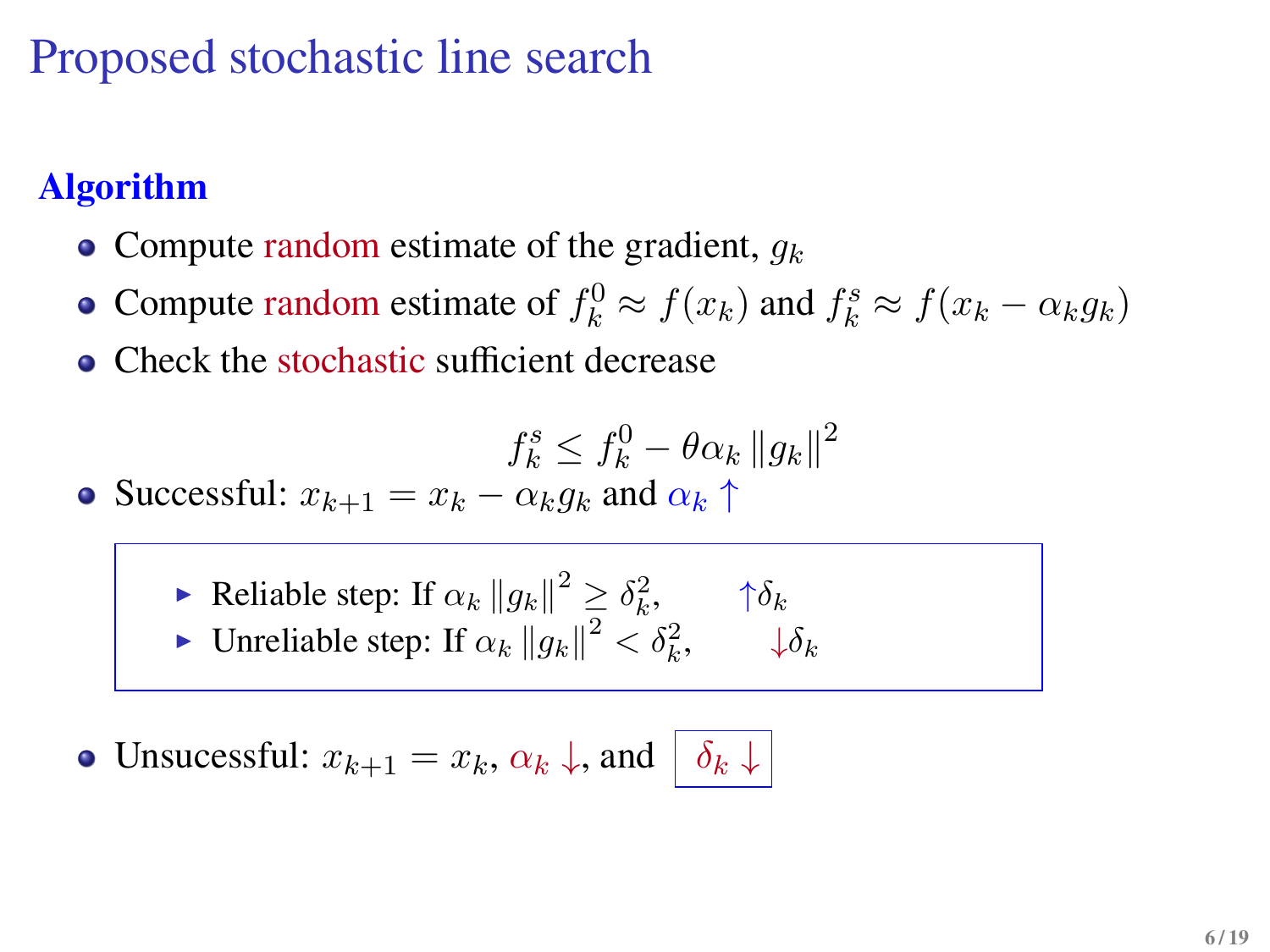# Proposed stochastic line search

## Algorithm

- Compute random estimate of the gradient, $g_k$
- Compute random estimate of $f_k^0 \approx f(x_k)$ and $f_k^s \approx f(x_k - \alpha_k g_k)$
- Check the stochastic sufficient decrease

$$f_k^s \leq f_k^0 - \theta \alpha_k \|g_k\|^2$$

- Successful: $x_{k+1} = x_k - \alpha_k g_k$ and $\alpha_k \uparrow$
  - Reliable step: If $\alpha_k \|g_k\|^2 \geq \delta_k^2$, $\quad \uparrow \delta_k$
  - Unreliable step: If $\alpha_k \|g_k\|^2 < \delta_k^2$, $\quad \downarrow \delta_k$
- Unsucessful: $x_{k+1} = x_k$, $\alpha_k \downarrow$, and $\delta_k \downarrow$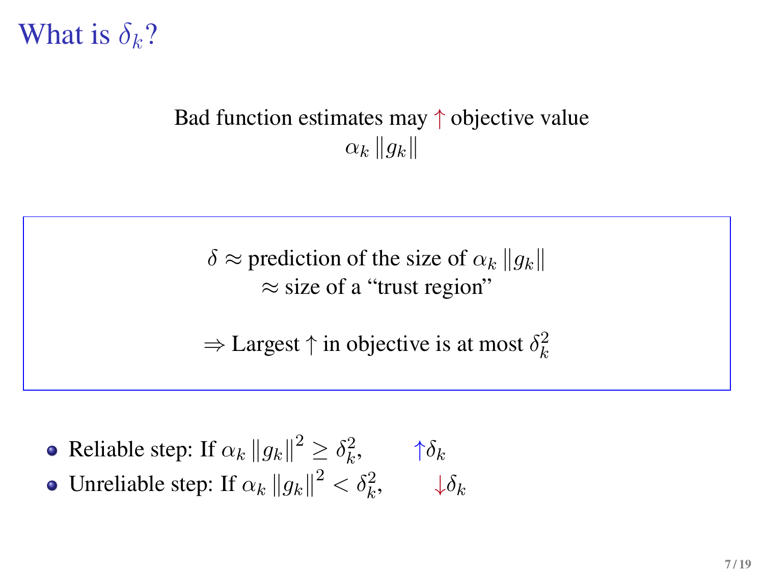# What is $\delta_k$?

Bad function estimates may $\uparrow$ objective value

$\alpha_k \|g_k\|$

$\delta \approx$ prediction of the size of $\alpha_k \|g_k\|$
$\approx$ size of a "trust region"

$\Rightarrow$ Largest $\uparrow$ in objective is at most $\delta_k^2$

- Reliable step: If $\alpha_k \|g_k\|^2 \geq \delta_k^2$, $\quad \uparrow\delta_k$
- Unreliable step: If $\alpha_k \|g_k\|^2 < \delta_k^2$, $\quad \downarrow\delta_k$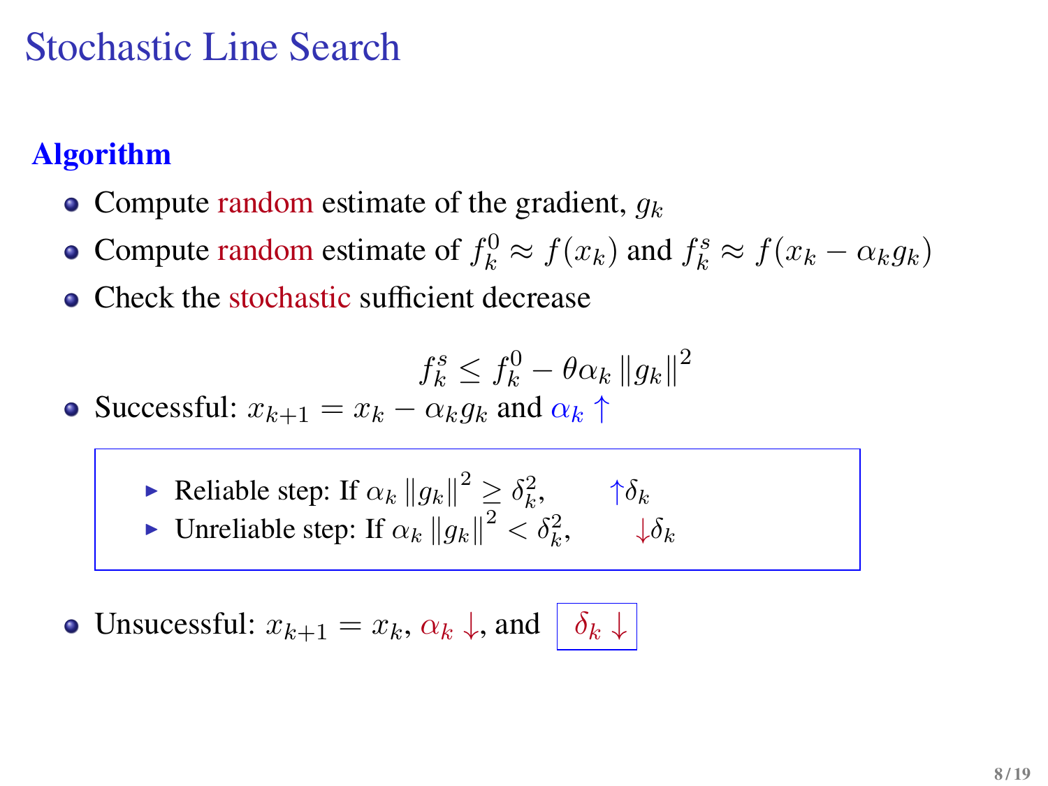# Stochastic Line Search

**Algorithm**

- Compute random estimate of the gradient, $g_k$
- Compute random estimate of $f_k^0 \approx f(x_k)$ and $f_k^s \approx f(x_k - \alpha_k g_k)$
- Check the stochastic sufficient decrease

$$f_k^s \leq f_k^0 - \theta \alpha_k \|g_k\|^2$$

- Successful: $x_{k+1} = x_k - \alpha_k g_k$ and $\alpha_k \uparrow$
  - Reliable step: If $\alpha_k \|g_k\|^2 \geq \delta_k^2$, $\uparrow \delta_k$
  - Unreliable step: If $\alpha_k \|g_k\|^2 < \delta_k^2$, $\downarrow \delta_k$
- Unsucessful: $x_{k+1} = x_k$, $\alpha_k \downarrow$, and $\delta_k \downarrow$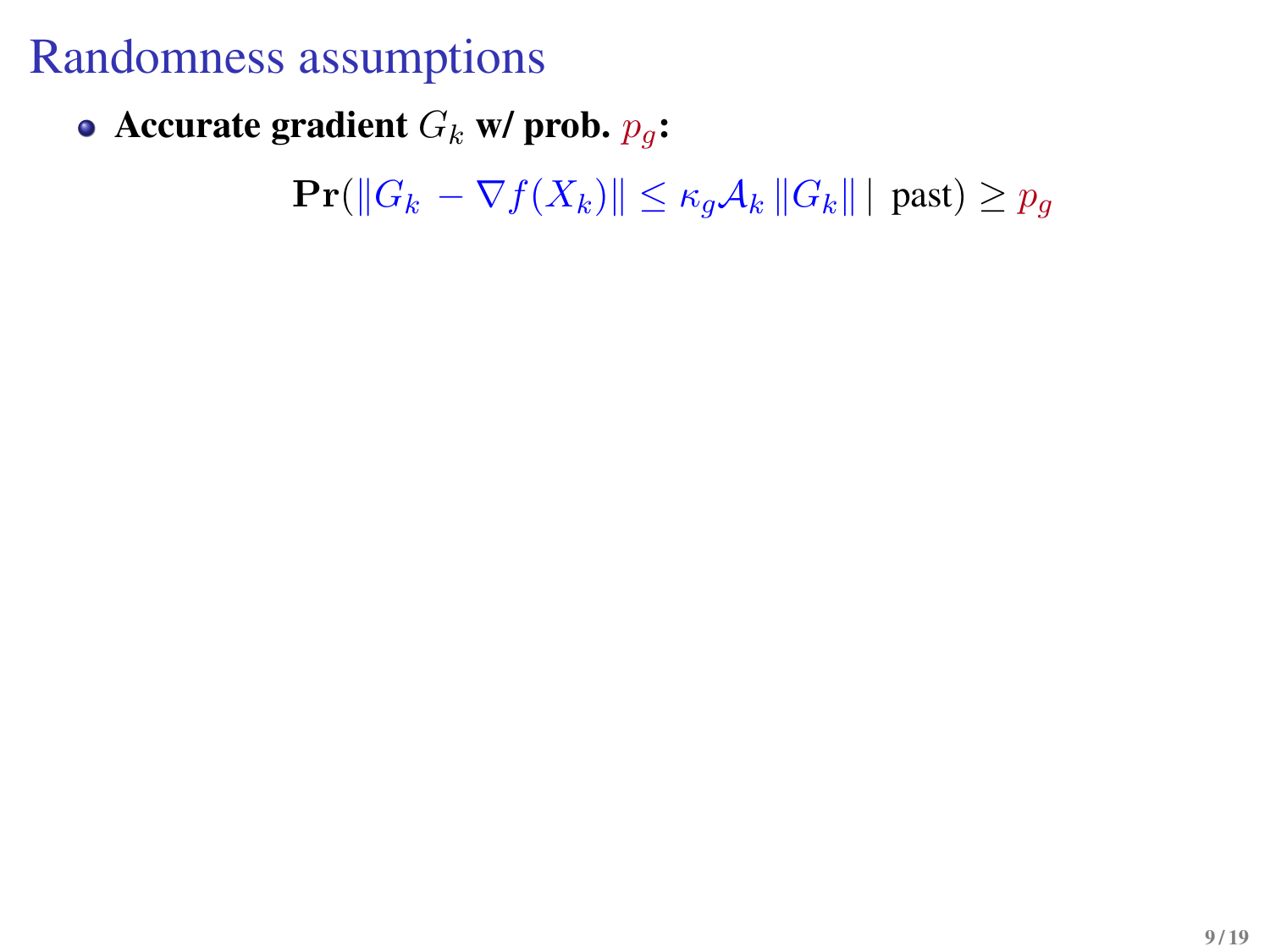# Randomness assumptions

- **Accurate gradient $G_k$ w/ prob. $p_g$:**

$$\mathbf{Pr}(\|G_k - \nabla f(X_k)\| \leq \kappa_g \mathcal{A}_k \|G_k\| \mid \text{past}) \geq p_g$$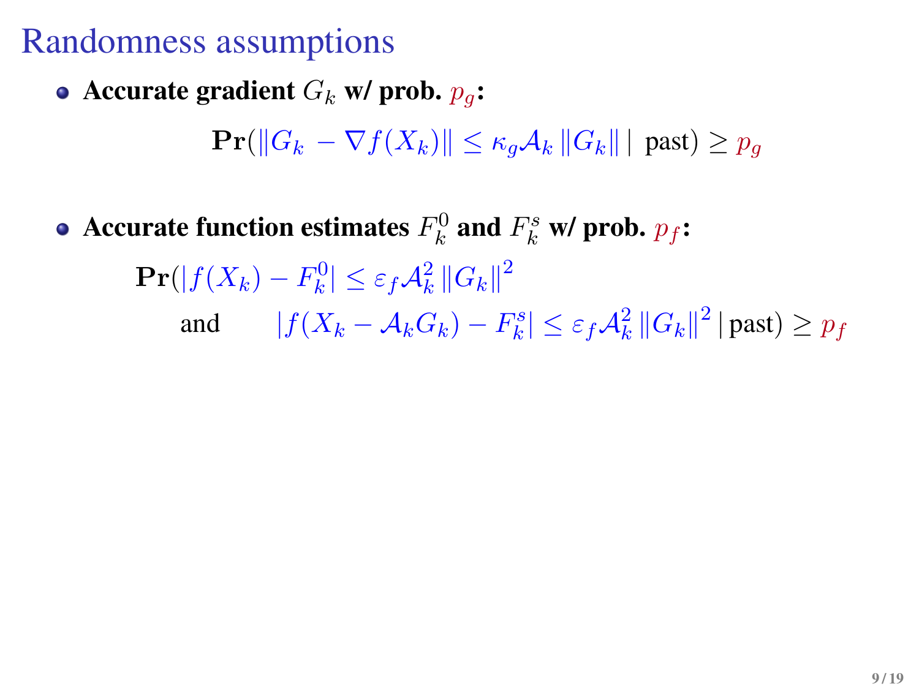# Randomness assumptions

- **Accurate gradient $G_k$ w/ prob. $p_g$:**

$$\mathbf{Pr}(\|G_k - \nabla f(X_k)\| \leq \kappa_g \mathcal{A}_k \|G_k\| \mid \text{past}) \geq p_g$$

- **Accurate function estimates $F_k^0$ and $F_k^s$ w/ prob. $p_f$:**

$$\begin{aligned}\mathbf{Pr}(&|f(X_k) - F_k^0| \leq \varepsilon_f \mathcal{A}_k^2 \|G_k\|^2 \\ &\text{and} \qquad |f(X_k - \mathcal{A}_k G_k) - F_k^s| \leq \varepsilon_f \mathcal{A}_k^2 \|G_k\|^2 \mid \text{past}) \geq p_f\end{aligned}$$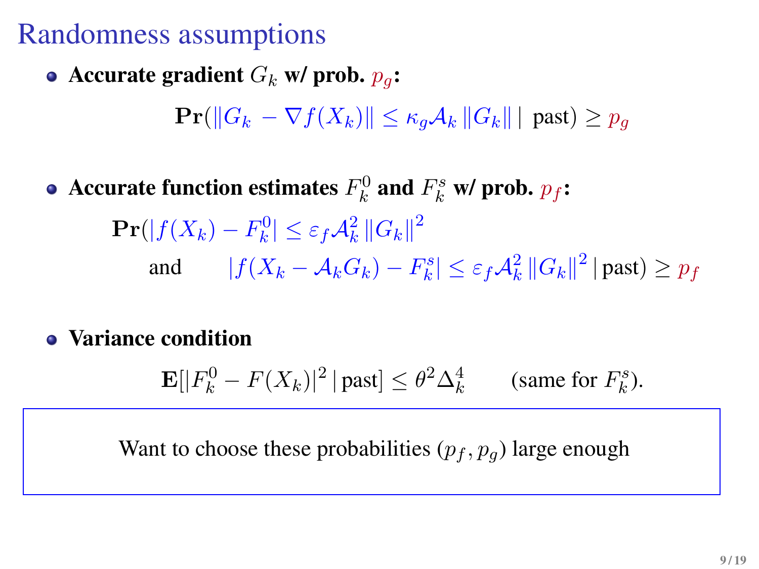# Randomness assumptions

- **Accurate gradient $G_k$ w/ prob. $p_g$:**

$$\mathbf{Pr}(\|G_k - \nabla f(X_k)\| \leq \kappa_g \mathcal{A}_k \|G_k\| \mid \text{past}) \geq p_g$$

- **Accurate function estimates $F_k^0$ and $F_k^s$ w/ prob. $p_f$:**

$$\begin{aligned}\mathbf{Pr}(&|f(X_k) - F_k^0| \leq \varepsilon_f \mathcal{A}_k^2 \|G_k\|^2 \\ &\text{and} \qquad |f(X_k - \mathcal{A}_k G_k) - F_k^s| \leq \varepsilon_f \mathcal{A}_k^2 \|G_k\|^2 \mid \text{past}) \geq p_f\end{aligned}$$

- **Variance condition**

$$\mathbf{E}[|F_k^0 - F(X_k)|^2 \mid \text{past}] \leq \theta^2 \Delta_k^4 \qquad (\text{same for } F_k^s).$$

Want to choose these probabilities $(p_f, p_g)$ large enough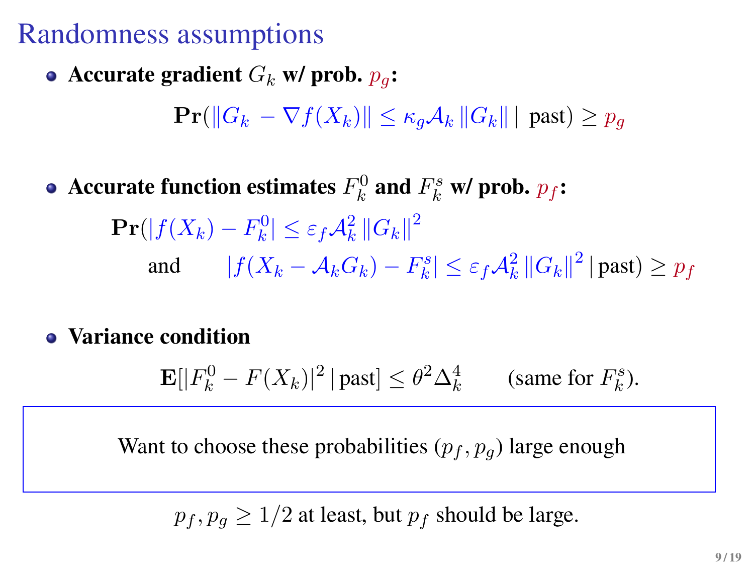# Randomness assumptions

- **Accurate gradient $G_k$ w/ prob. $p_g$:**

$$\mathbf{Pr}(\|G_k - \nabla f(X_k)\| \leq \kappa_g \mathcal{A}_k \|G_k\| \mid \text{past}) \geq p_g$$

- **Accurate function estimates $F_k^0$ and $F_k^s$ w/ prob. $p_f$:**

$$\begin{aligned}\mathbf{Pr}(&|f(X_k) - F_k^0| \leq \varepsilon_f \mathcal{A}_k^2 \|G_k\|^2 \\ &\text{and} \quad |f(X_k - \mathcal{A}_k G_k) - F_k^s| \leq \varepsilon_f \mathcal{A}_k^2 \|G_k\|^2 \mid \text{past}) \geq p_f\end{aligned}$$

- **Variance condition**

$$\mathbf{E}[|F_k^0 - F(X_k)|^2 \mid \text{past}] \leq \theta^2 \Delta_k^4 \qquad (\text{same for } F_k^s).$$

Want to choose these probabilities $(p_f, p_g)$ large enough

$p_f, p_g \geq 1/2$ at least, but $p_f$ should be large.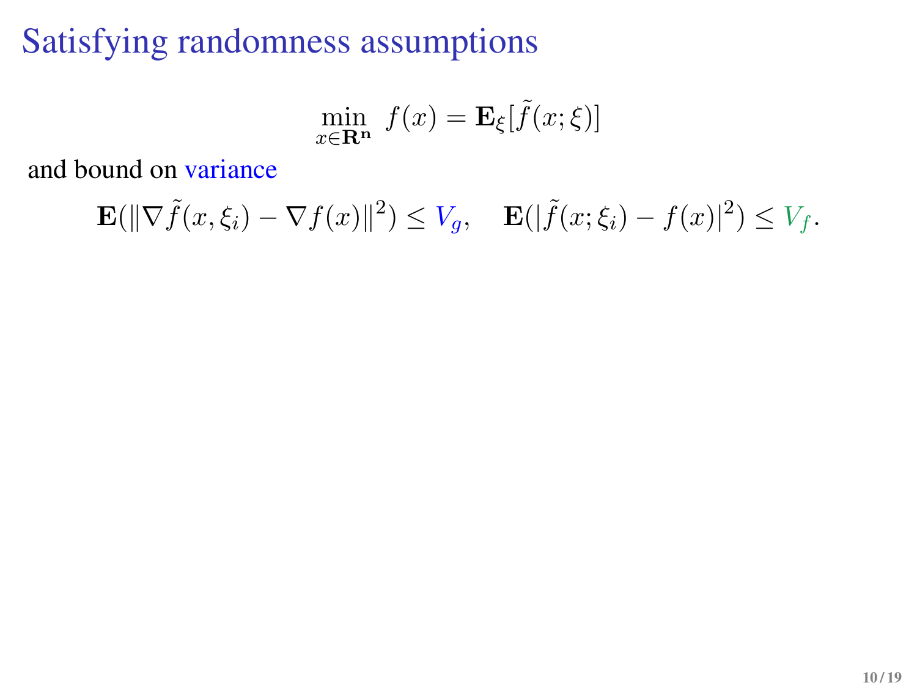# Satisfying randomness assumptions

$$\min_{x \in \mathbf{R^n}} \; f(x) = \mathbf{E}_{\xi}[\tilde{f}(x;\xi)]$$

and bound on variance

$$\mathbf{E}(\|\nabla \tilde{f}(x,\xi_i) - \nabla f(x)\|^2) \leq V_g, \quad \mathbf{E}(|\tilde{f}(x;\xi_i) - f(x)|^2) \leq V_f.$$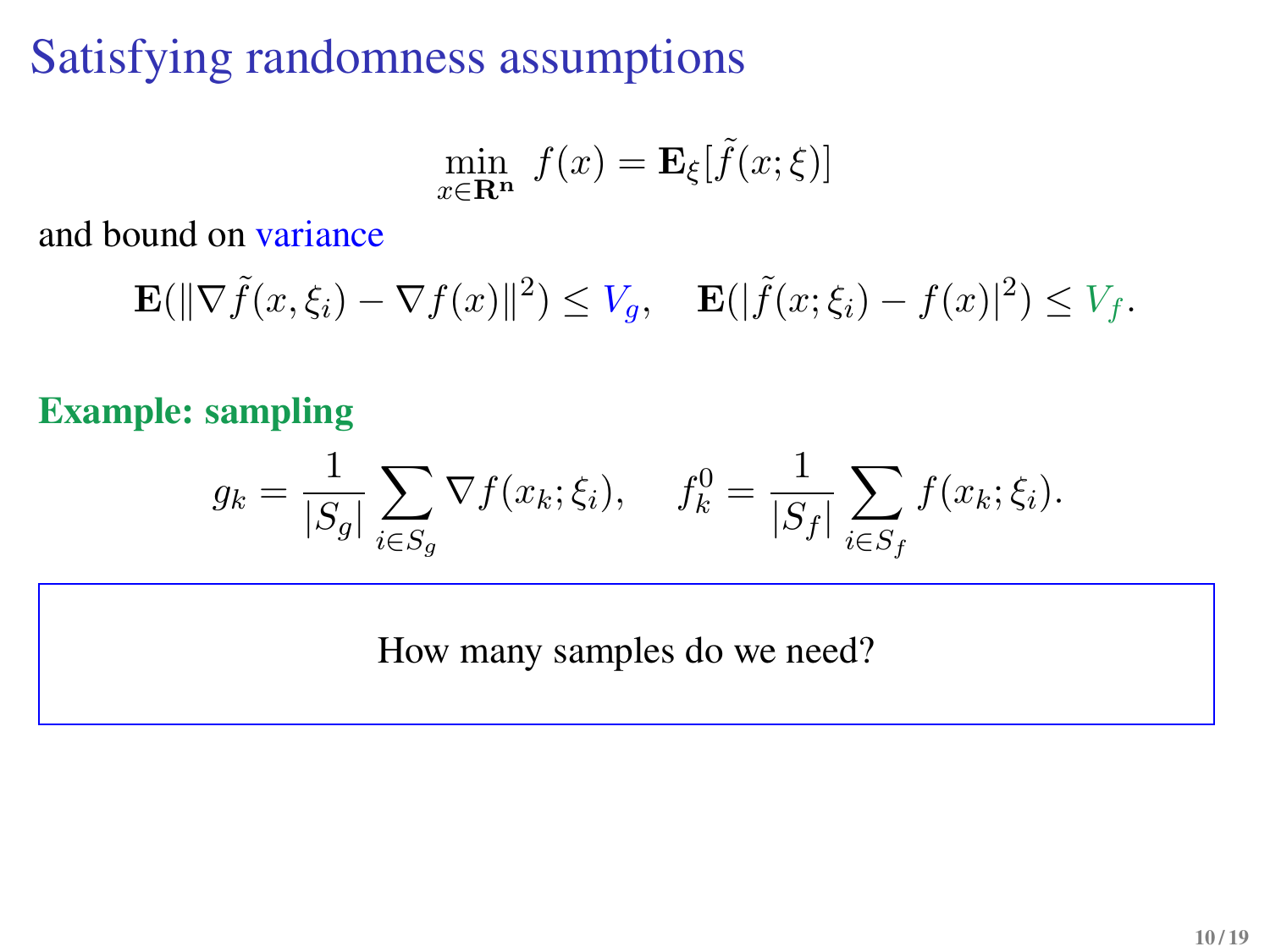# Satisfying randomness assumptions

$$\min_{x \in \mathbf{R}^n} \; f(x) = \mathbf{E}_{\xi}[\tilde{f}(x;\xi)]$$

and bound on variance

$$\mathbf{E}(\|\nabla \tilde{f}(x,\xi_i) - \nabla f(x)\|^2) \le V_g, \quad \mathbf{E}(|\tilde{f}(x;\xi_i) - f(x)|^2) \le V_f.$$

**Example: sampling**

$$g_k = \frac{1}{|S_g|} \sum_{i \in S_g} \nabla f(x_k;\xi_i), \qquad f_k^0 = \frac{1}{|S_f|} \sum_{i \in S_f} f(x_k;\xi_i).$$

How many samples do we need?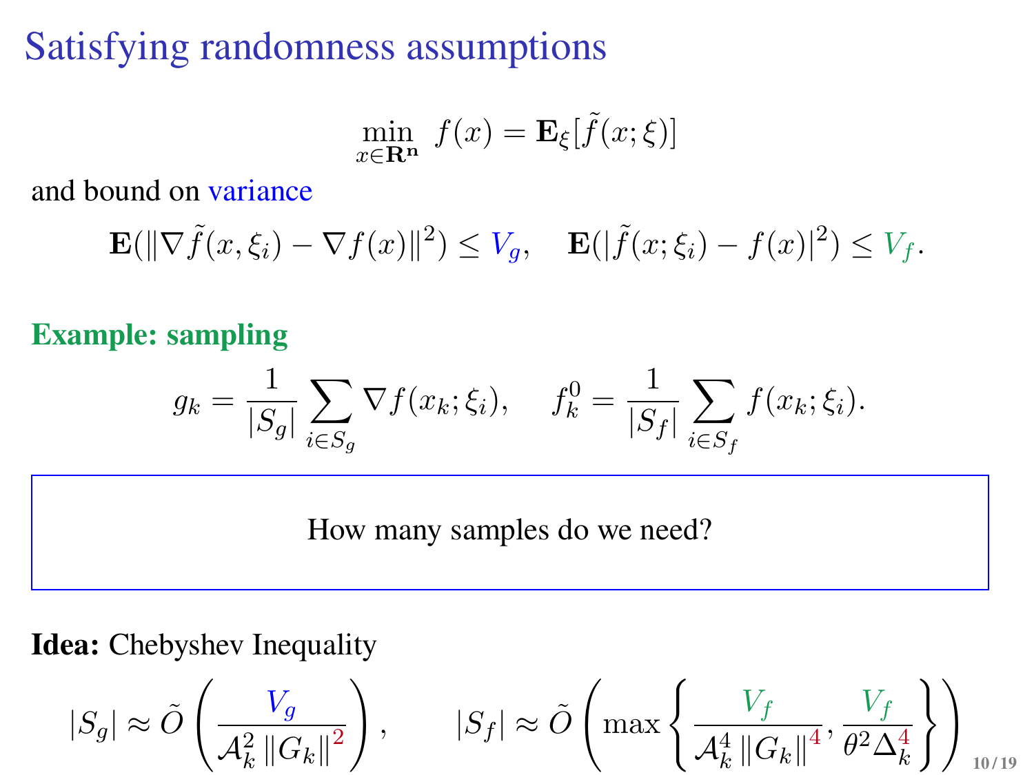# Satisfying randomness assumptions

$$\min_{x \in \mathbf{R^n}} \; f(x) = \mathbf{E}_\xi[\tilde{f}(x;\xi)]$$

and bound on variance

$$\mathbf{E}(\|\nabla \tilde{f}(x,\xi_i) - \nabla f(x)\|^2) \leq V_g, \quad \mathbf{E}(|\tilde{f}(x;\xi_i) - f(x)|^2) \leq V_f.$$

**Example: sampling**

$$g_k = \frac{1}{|S_g|} \sum_{i \in S_g} \nabla f(x_k; \xi_i), \qquad f_k^0 = \frac{1}{|S_f|} \sum_{i \in S_f} f(x_k; \xi_i).$$

How many samples do we need?

**Idea:** Chebyshev Inequality

$$|S_g| \approx \tilde{O}\left( \frac{V_g}{\mathcal{A}_k^2 \, \|G_k\|^2} \right), \qquad |S_f| \approx \tilde{O}\left( \max\left\{ \frac{V_f}{\mathcal{A}_k^4 \, \|G_k\|^4}, \frac{V_f}{\theta^2 \Delta_k^4} \right\} \right)$$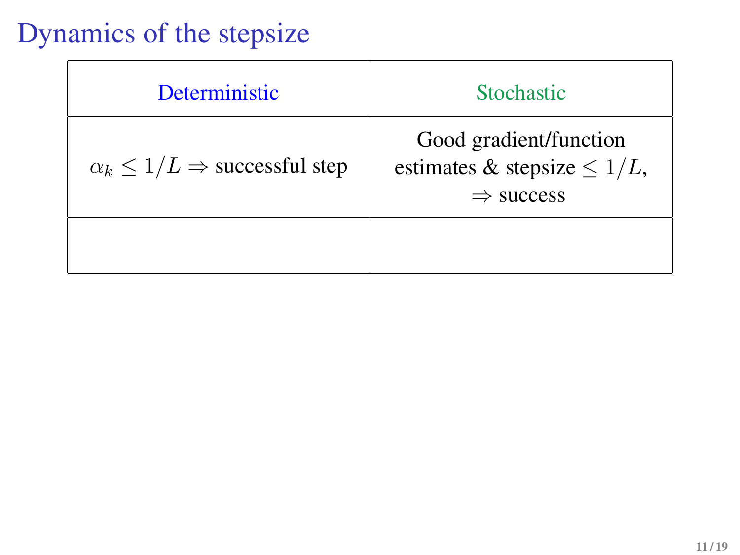# Dynamics of the stepsize

| Deterministic | Stochastic |
| --- | --- |
| $\alpha_k \leq 1/L \Rightarrow$ successful step | Good gradient/function estimates & stepsize $\leq 1/L$, $\Rightarrow$ success |
| | |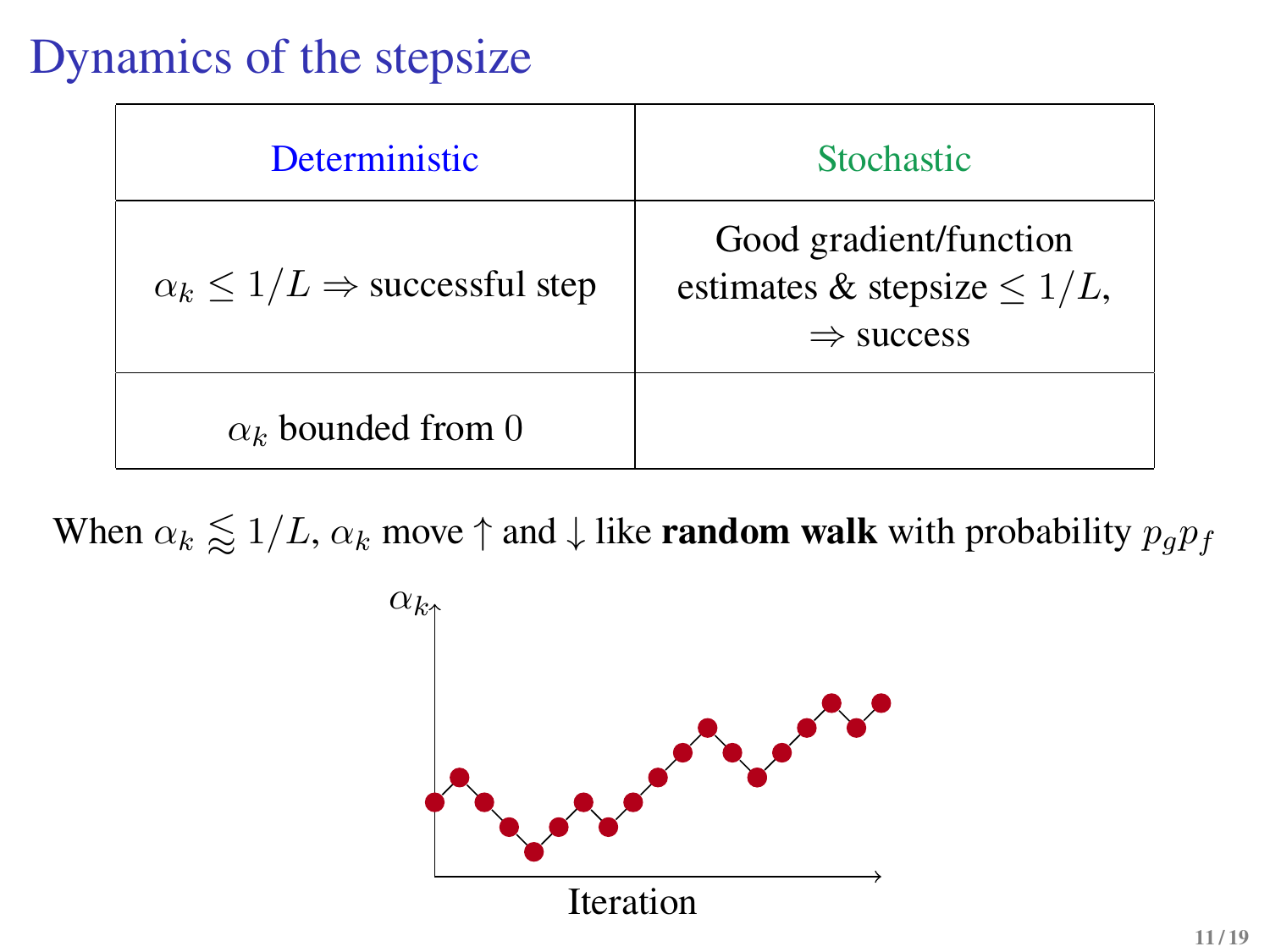# Dynamics of the stepsize

| Deterministic | Stochastic |
|---|---|
| $\alpha_k \leq 1/L \Rightarrow$ successful step | Good gradient/function estimates & stepsize $\leq 1/L$, $\Rightarrow$ success |
| $\alpha_k$ bounded from 0 | |

When $\alpha_k \lessapprox 1/L$, $\alpha_k$ move $\uparrow$ and $\downarrow$ like **random walk** with probability $p_g p_f$

$\alpha_k$

Iteration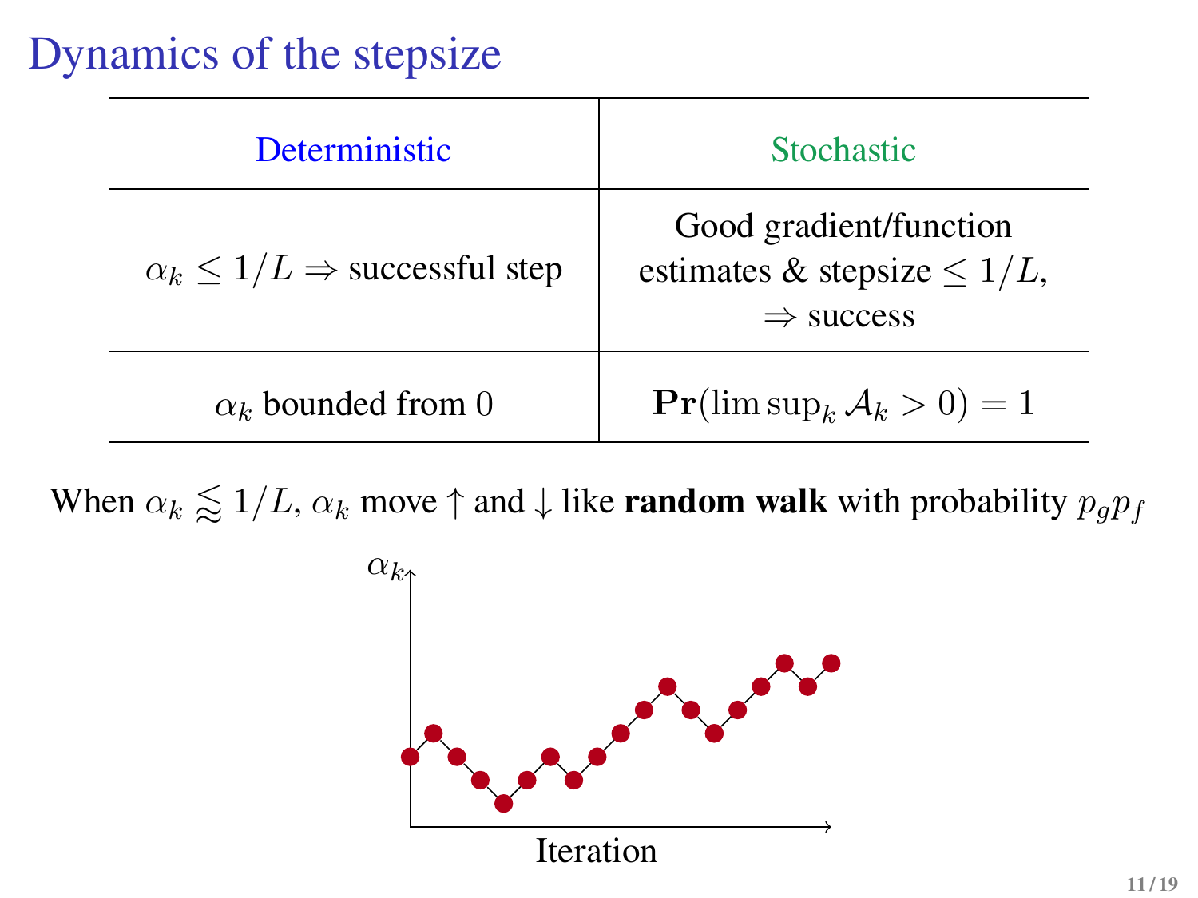# Dynamics of the stepsize

| Deterministic | Stochastic |
| --- | --- |
| $\alpha_k \leq 1/L \Rightarrow$ successful step | Good gradient/function estimates & stepsize $\leq 1/L$, $\Rightarrow$ success |
| $\alpha_k$ bounded from 0 | $\mathbf{Pr}(\limsup_k \mathcal{A}_k > 0) = 1$ |

When $\alpha_k \lessapprox 1/L$, $\alpha_k$ move $\uparrow$ and $\downarrow$ like **random walk** with probability $p_g p_f$

$\alpha_k$

Iteration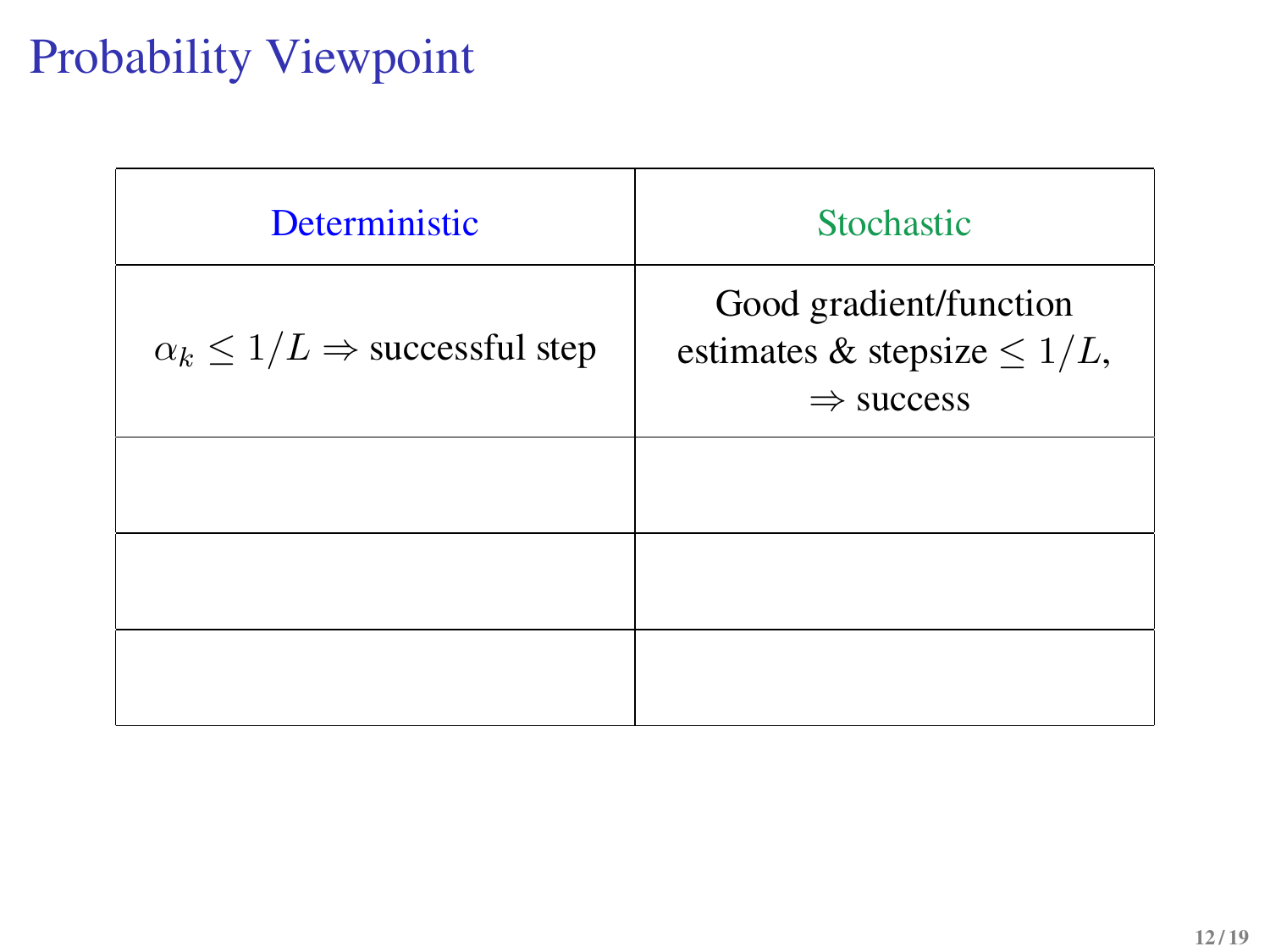# Probability Viewpoint

| Deterministic | Stochastic |
|---|---|
| $\alpha_k \leq 1/L \Rightarrow$ successful step | Good gradient/function estimates & stepsize $\leq 1/L$, $\Rightarrow$ success |
| | |
| | |
| | |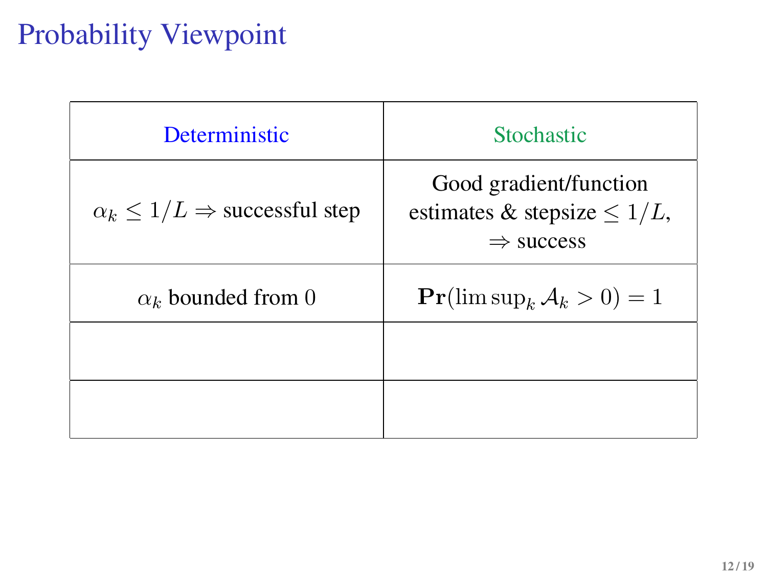# Probability Viewpoint

| Deterministic | Stochastic |
|---|---|
| $\alpha_k \leq 1/L \Rightarrow$ successful step | Good gradient/function estimates & stepsize $\leq 1/L$, $\Rightarrow$ success |
| $\alpha_k$ bounded from $0$ | $\mathbf{Pr}(\limsup_k \mathcal{A}_k > 0) = 1$ |
| | |
| | |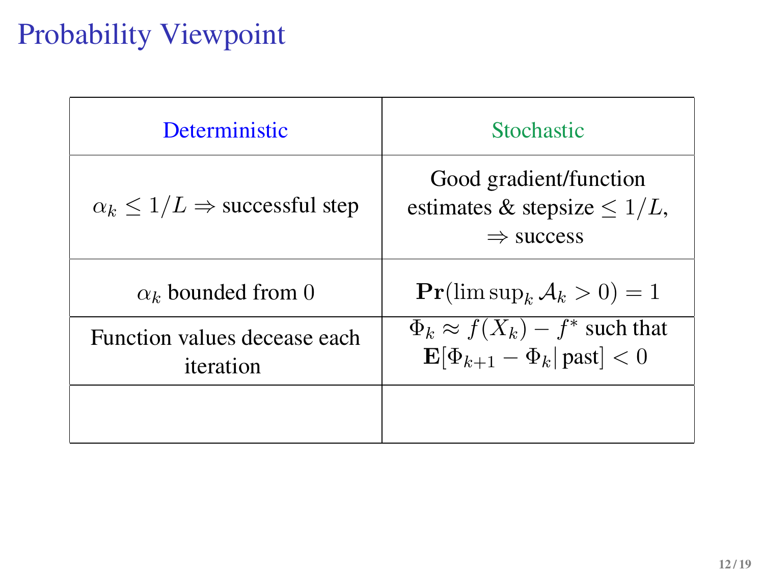# Probability Viewpoint

| Deterministic | Stochastic |
| --- | --- |
| $\alpha_k \leq 1/L \Rightarrow$ successful step | Good gradient/function estimates & stepsize $\leq 1/L$, $\Rightarrow$ success |
| $\alpha_k$ bounded from 0 | $\mathbf{Pr}(\limsup_k \mathcal{A}_k > 0) = 1$ |
| Function values decease each iteration | $\Phi_k \approx f(X_k) - f^*$ such that $\mathbf{E}[\Phi_{k+1} - \Phi_k \vert \text{past}] < 0$ |
| | |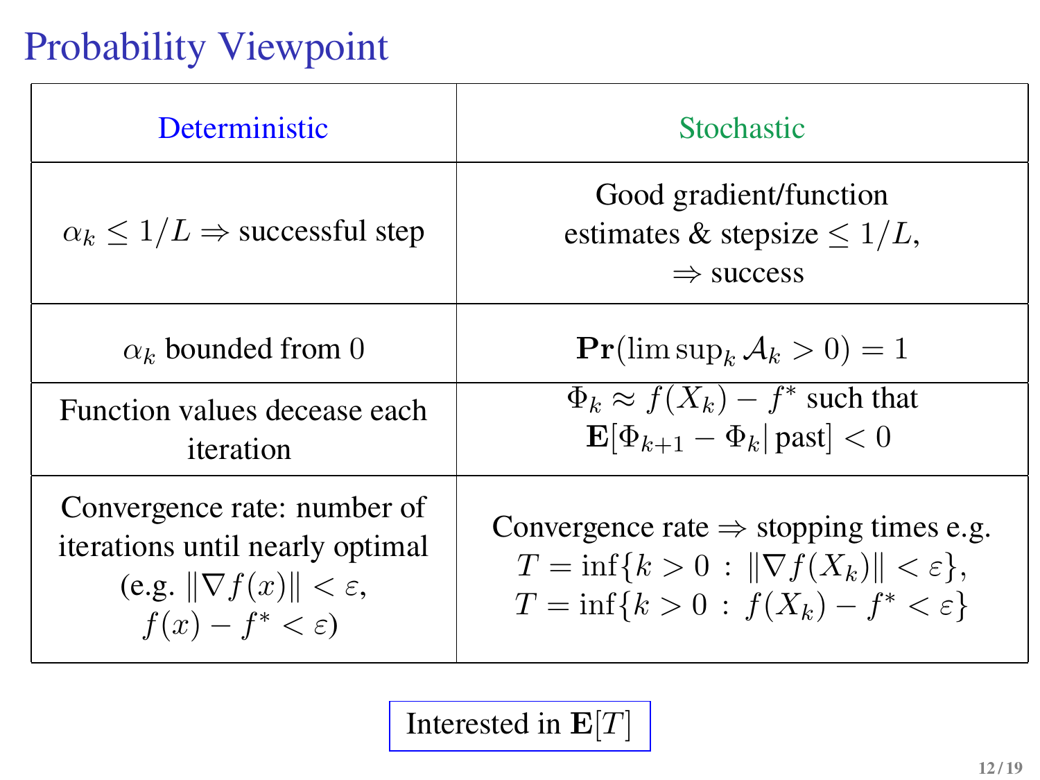# Probability Viewpoint

| Deterministic | Stochastic |
|---|---|
| $\alpha_k \leq 1/L \Rightarrow$ successful step | Good gradient/function estimates & stepsize $\leq 1/L$, $\Rightarrow$ success |
| $\alpha_k$ bounded from 0 | $\mathbf{Pr}(\limsup_k \mathcal{A}_k > 0) = 1$ |
| Function values decease each iteration | $\Phi_k \approx f(X_k) - f^*$ such that $\mathbf{E}[\Phi_{k+1} - \Phi_k \vert \text{ past}] < 0$ |
| Convergence rate: number of iterations until nearly optimal (e.g. $\Vert\nabla f(x)\Vert < \varepsilon$, $f(x) - f^* < \varepsilon$) | Convergence rate $\Rightarrow$ stopping times e.g. $T = \inf\{k > 0 \,:\, \Vert\nabla f(X_k)\Vert < \varepsilon\}$, $T = \inf\{k > 0 \,:\, f(X_k) - f^* < \varepsilon\}$ |

Interested in $\mathbf{E}[T]$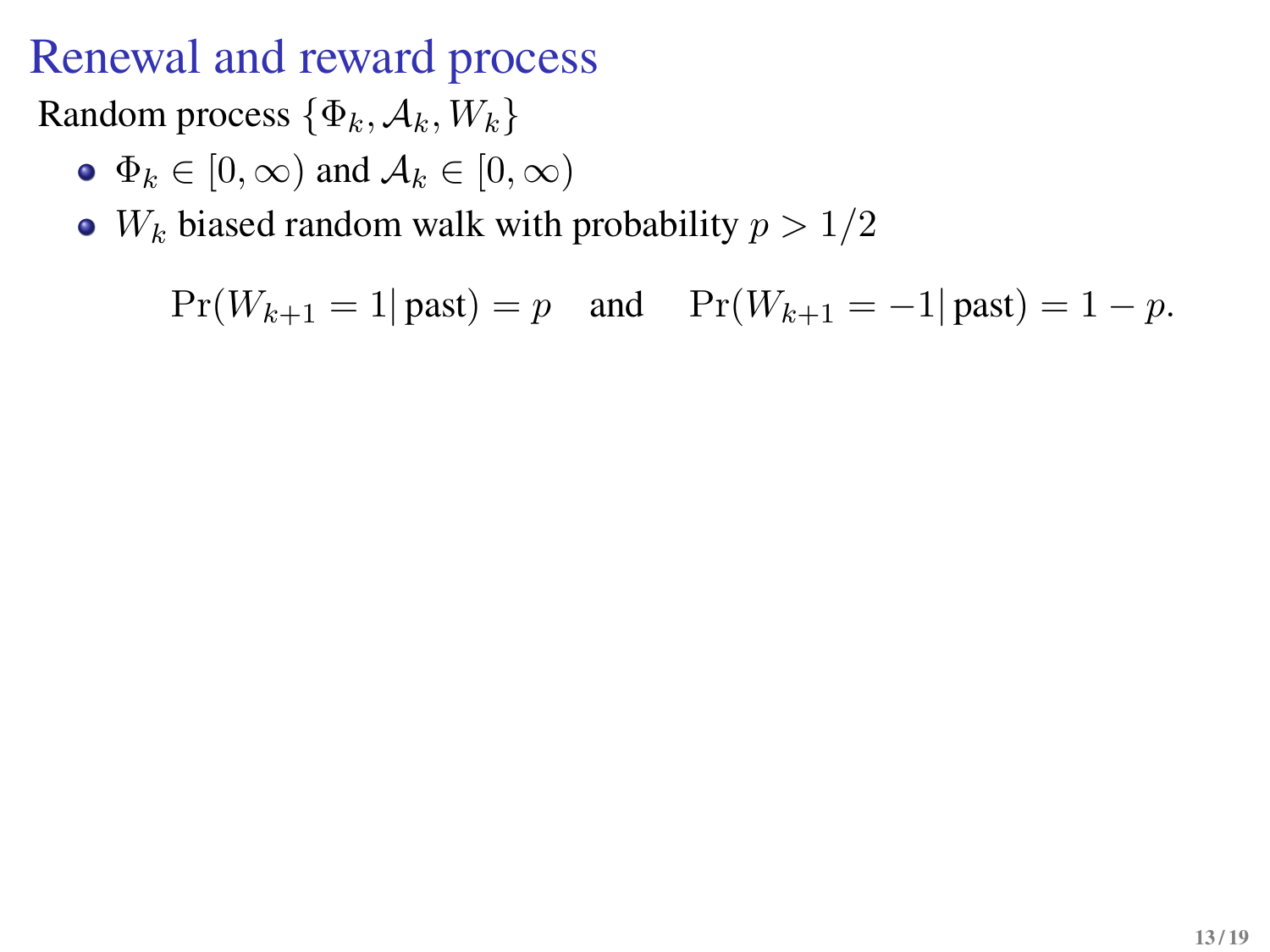# Renewal and reward process

Random process $\{\Phi_k, \mathcal{A}_k, W_k\}$

- $\Phi_k \in [0, \infty)$ and $\mathcal{A}_k \in [0, \infty)$
- $W_k$ biased random walk with probability $p > 1/2$

$$\Pr(W_{k+1} = 1 |\, \text{past}) = p \quad \text{and} \quad \Pr(W_{k+1} = -1 |\, \text{past}) = 1 - p.$$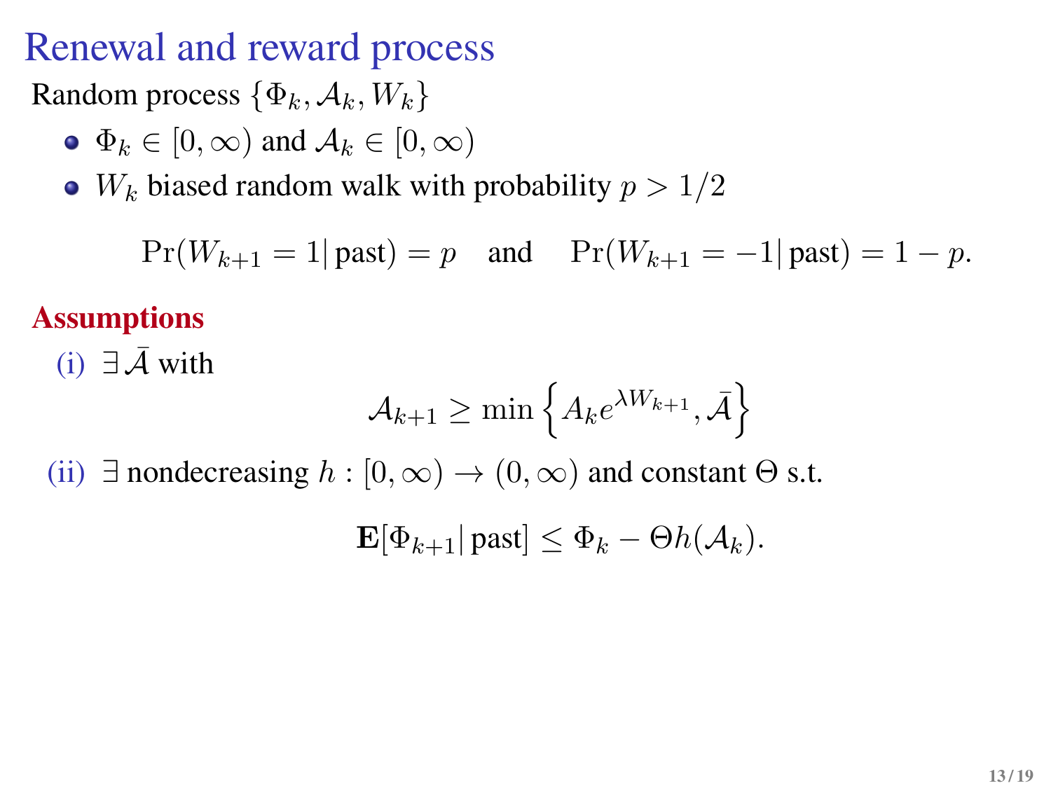# Renewal and reward process

Random process $\{\Phi_k, \mathcal{A}_k, W_k\}$

- $\Phi_k \in [0, \infty)$ and $\mathcal{A}_k \in [0, \infty)$
- $W_k$ biased random walk with probability $p > 1/2$

$$\Pr(W_{k+1} = 1 | \text{past}) = p \quad \text{and} \quad \Pr(W_{k+1} = -1 | \text{past}) = 1 - p.$$

**Assumptions**

(i) $\exists \bar{\mathcal{A}}$ with

$$\mathcal{A}_{k+1} \geq \min\left\{ A_k e^{\lambda W_{k+1}}, \bar{\mathcal{A}} \right\}$$

(ii) $\exists$ nondecreasing $h : [0, \infty) \to (0, \infty)$ and constant $\Theta$ s.t.

$$\mathbf{E}[\Phi_{k+1} | \text{past}] \leq \Phi_k - \Theta h(\mathcal{A}_k).$$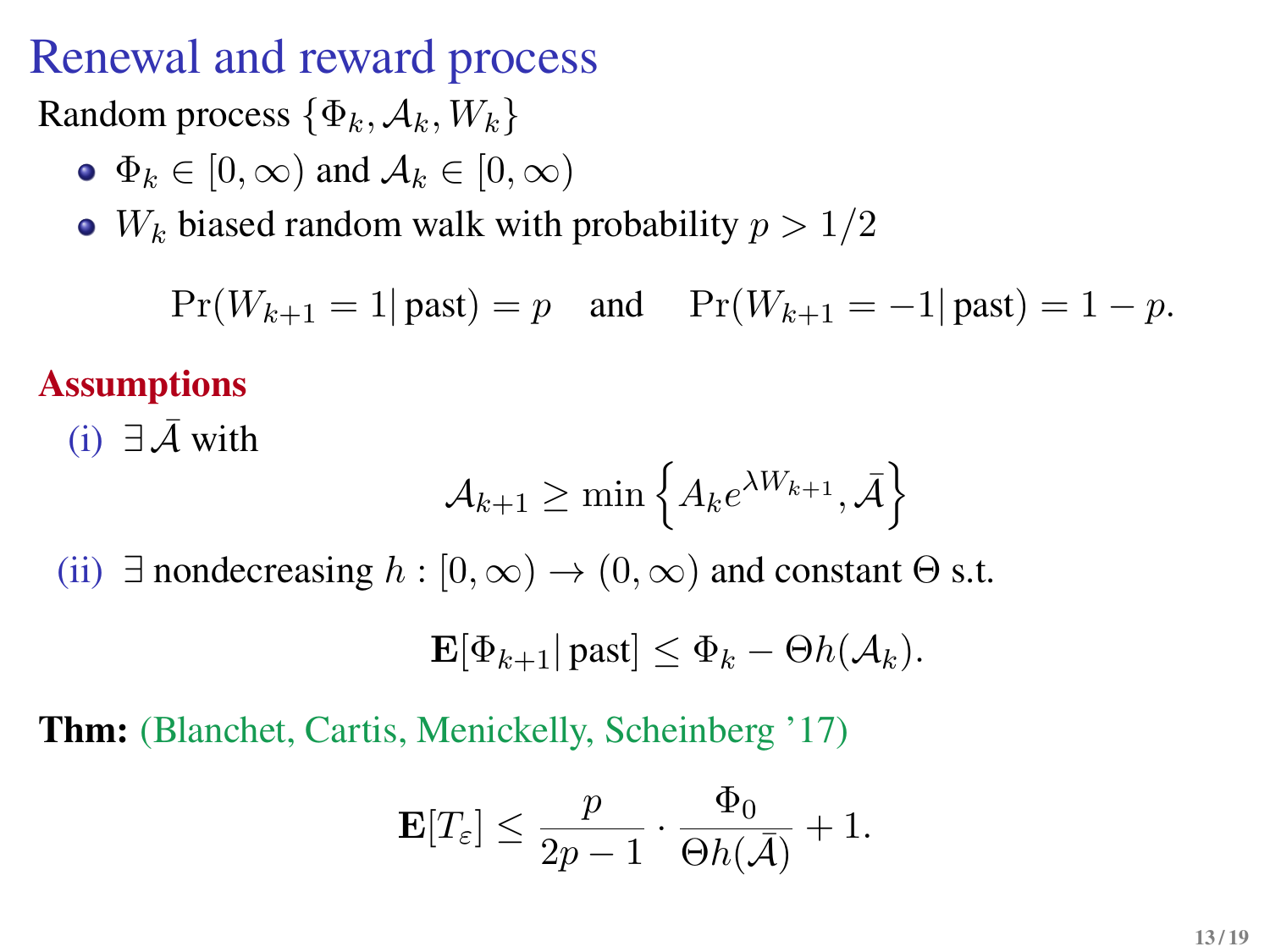# Renewal and reward process

Random process $\{\Phi_k, \mathcal{A}_k, W_k\}$

- $\Phi_k \in [0, \infty)$ and $\mathcal{A}_k \in [0, \infty)$
- $W_k$ biased random walk with probability $p > 1/2$

$$\Pr(W_{k+1} = 1 |\, \text{past}) = p \quad \text{and} \quad \Pr(W_{k+1} = -1 |\, \text{past}) = 1 - p.$$

**Assumptions**

(i) $\exists\, \bar{\mathcal{A}}$ with

$$\mathcal{A}_{k+1} \geq \min\left\{ A_k e^{\lambda W_{k+1}}, \bar{\mathcal{A}} \right\}$$

(ii) $\exists$ nondecreasing $h : [0, \infty) \to (0, \infty)$ and constant $\Theta$ s.t.

$$\mathbf{E}[\Phi_{k+1} |\, \text{past}] \leq \Phi_k - \Theta h(\mathcal{A}_k).$$

**Thm:** (Blanchet, Cartis, Menickelly, Scheinberg '17)

$$\mathbf{E}[T_\varepsilon] \leq \frac{p}{2p - 1} \cdot \frac{\Phi_0}{\Theta h(\bar{\mathcal{A}})} + 1.$$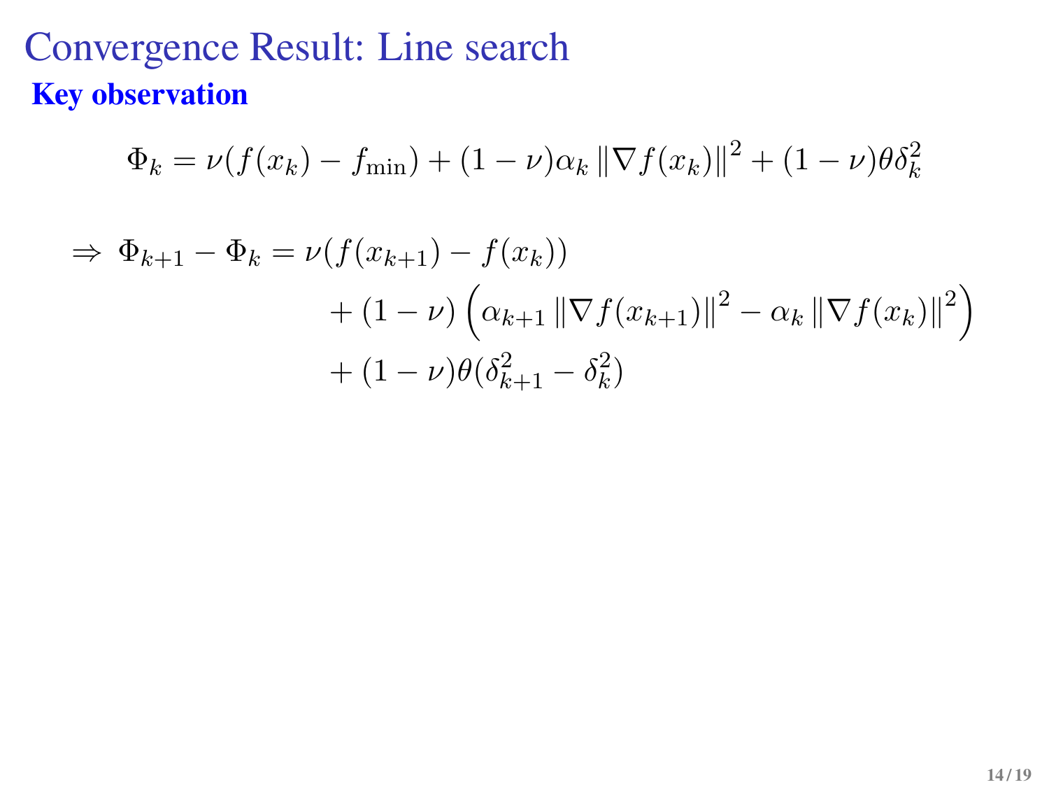# Convergence Result: Line search

**Key observation**

$$\Phi_k = \nu(f(x_k) - f_{\min}) + (1-\nu)\alpha_k \left\| \nabla f(x_k) \right\|^2 + (1-\nu)\theta\delta_k^2$$

$$\begin{aligned}
\Rightarrow \; \Phi_{k+1} - \Phi_k = \; & \nu(f(x_{k+1}) - f(x_k)) \\
& + (1-\nu)\left(\alpha_{k+1} \left\| \nabla f(x_{k+1}) \right\|^2 - \alpha_k \left\| \nabla f(x_k) \right\|^2\right) \\
& + (1-\nu)\theta(\delta_{k+1}^2 - \delta_k^2)
\end{aligned}$$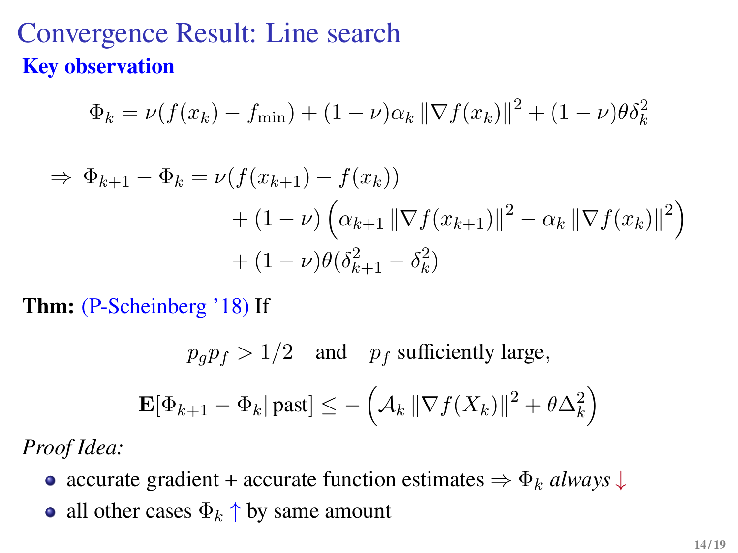# Convergence Result: Line search

## Key observation

$$\Phi_k = \nu(f(x_k) - f_{\min}) + (1-\nu)\alpha_k \left\|\nabla f(x_k)\right\|^2 + (1-\nu)\theta\delta_k^2$$

$$\begin{aligned}
\Rightarrow\ \Phi_{k+1} - \Phi_k = \nu(f(x_{k+1}) - f(x_k)) \\
+ (1-\nu)\left(\alpha_{k+1}\left\|\nabla f(x_{k+1})\right\|^2 - \alpha_k \left\|\nabla f(x_k)\right\|^2\right) \\
+ (1-\nu)\theta(\delta_{k+1}^2 - \delta_k^2)
\end{aligned}$$

**Thm:** (P-Scheinberg '18) If

$$p_g p_f > 1/2 \quad \text{and} \quad p_f \text{ sufficiently large,}$$

$$\mathbf{E}[\Phi_{k+1} - \Phi_k | \, \text{past}] \le -\left(\mathcal{A}_k \left\|\nabla f(X_k)\right\|^2 + \theta\Delta_k^2\right)$$

*Proof Idea:*

- accurate gradient + accurate function estimates $\Rightarrow \Phi_k$ *always* $\downarrow$
- all other cases $\Phi_k \uparrow$ by same amount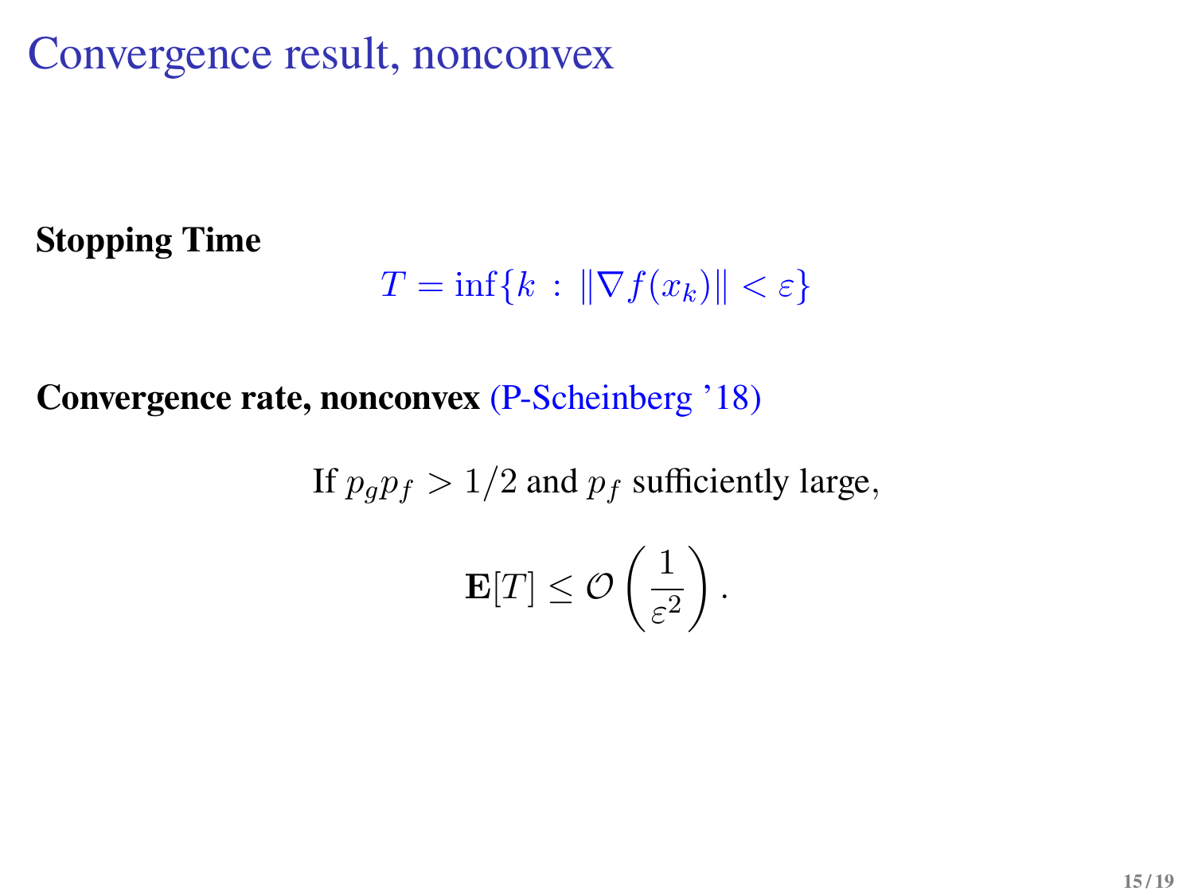# Convergence result, nonconvex

**Stopping Time**

$$T = \inf\{k \,:\, \|\nabla f(x_k)\| < \varepsilon\}$$

**Convergence rate, nonconvex** (P-Scheinberg '18)

If $p_g p_f > 1/2$ and $p_f$ sufficiently large,

$$\mathbf{E}[T] \leq \mathcal{O}\left(\frac{1}{\varepsilon^2}\right).$$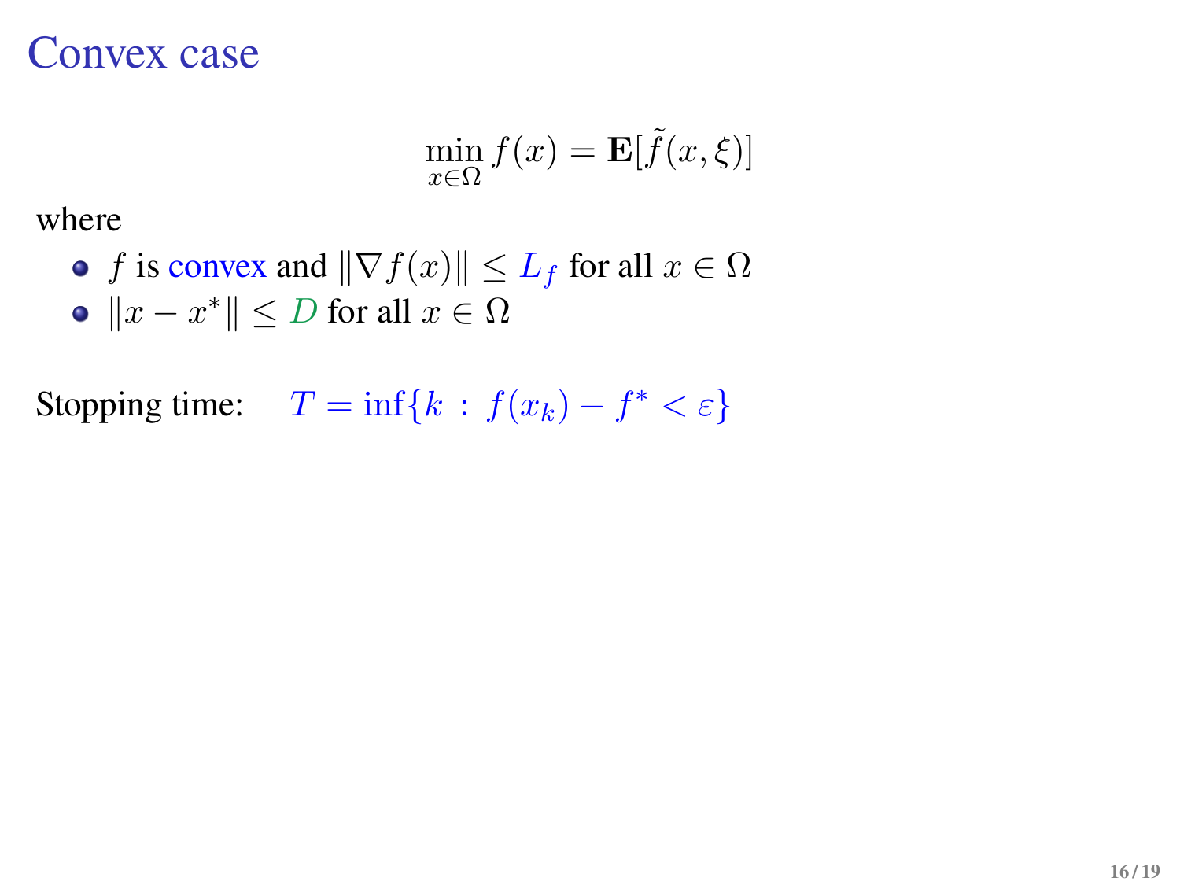# Convex case

$$\min_{x \in \Omega} f(x) = \mathbf{E}[\tilde{f}(x, \xi)]$$

where

- $f$ is convex and $\|\nabla f(x)\| \leq L_f$ for all $x \in \Omega$
- $\|x - x^*\| \leq D$ for all $x \in \Omega$

Stopping time: $T = \inf\{k \,:\, f(x_k) - f^* < \varepsilon\}$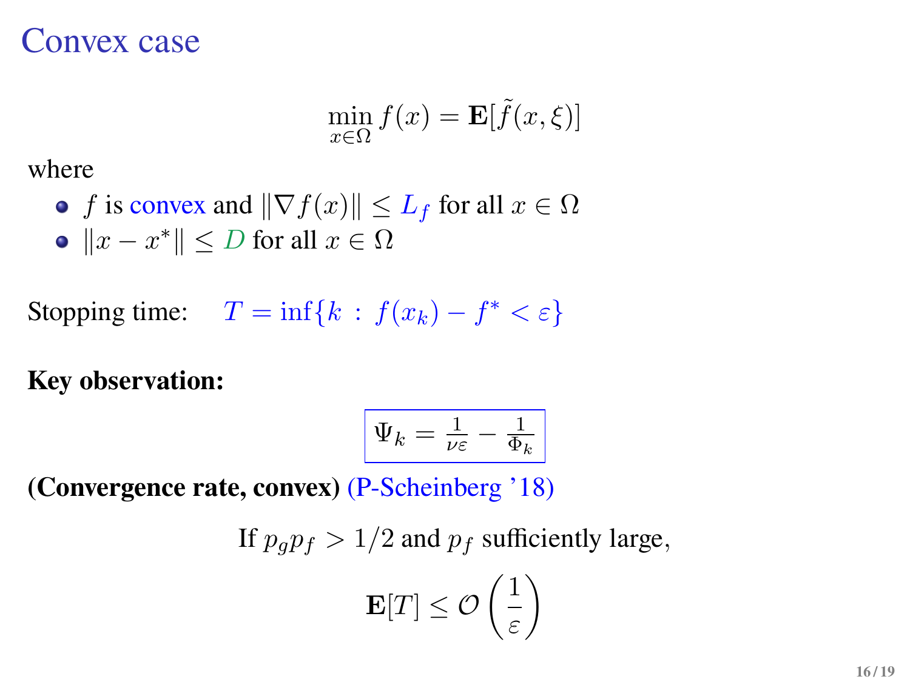# Convex case

$$\min_{x \in \Omega} f(x) = \mathbf{E}[\tilde{f}(x, \xi)]$$

where

- $f$ is convex and $\|\nabla f(x)\| \leq L_f$ for all $x \in \Omega$
- $\|x - x^*\| \leq D$ for all $x \in \Omega$

Stopping time: $T = \inf\{k \,:\, f(x_k) - f^* < \varepsilon\}$

**Key observation:**

$$\boxed{\Psi_k = \frac{1}{\nu\varepsilon} - \frac{1}{\Phi_k}}$$

**(Convergence rate, convex)** (P-Scheinberg '18)

If $p_g p_f > 1/2$ and $p_f$ sufficiently large,

$$\mathbf{E}[T] \leq \mathcal{O}\left(\frac{1}{\varepsilon}\right)$$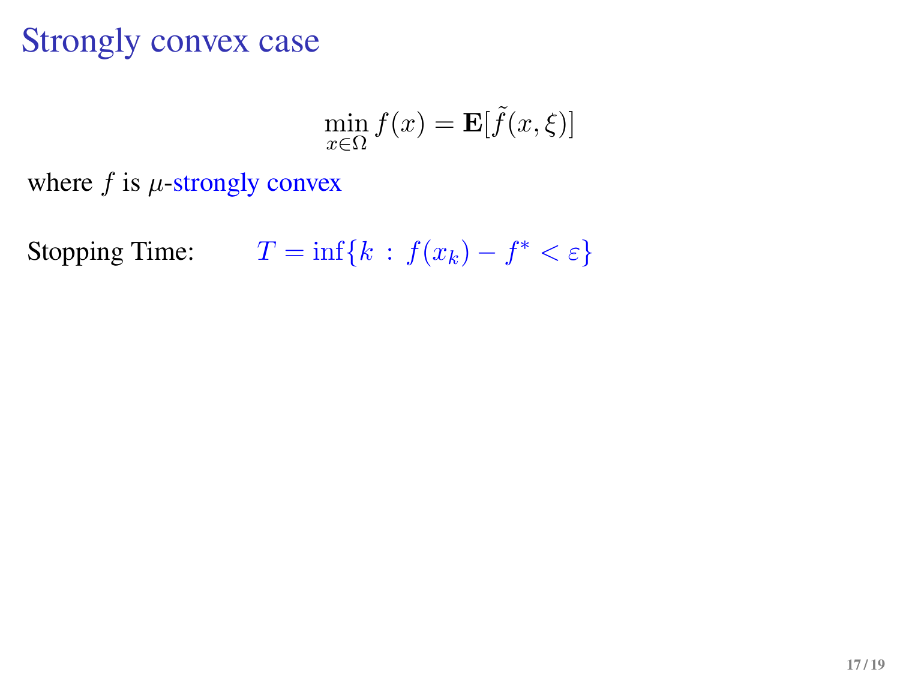# Strongly convex case

$$\min_{x \in \Omega} f(x) = \mathbf{E}[\tilde{f}(x, \xi)]$$

where $f$ is $\mu$-strongly convex

Stopping Time: $T = \inf\{k \,:\, f(x_k) - f^* < \varepsilon\}$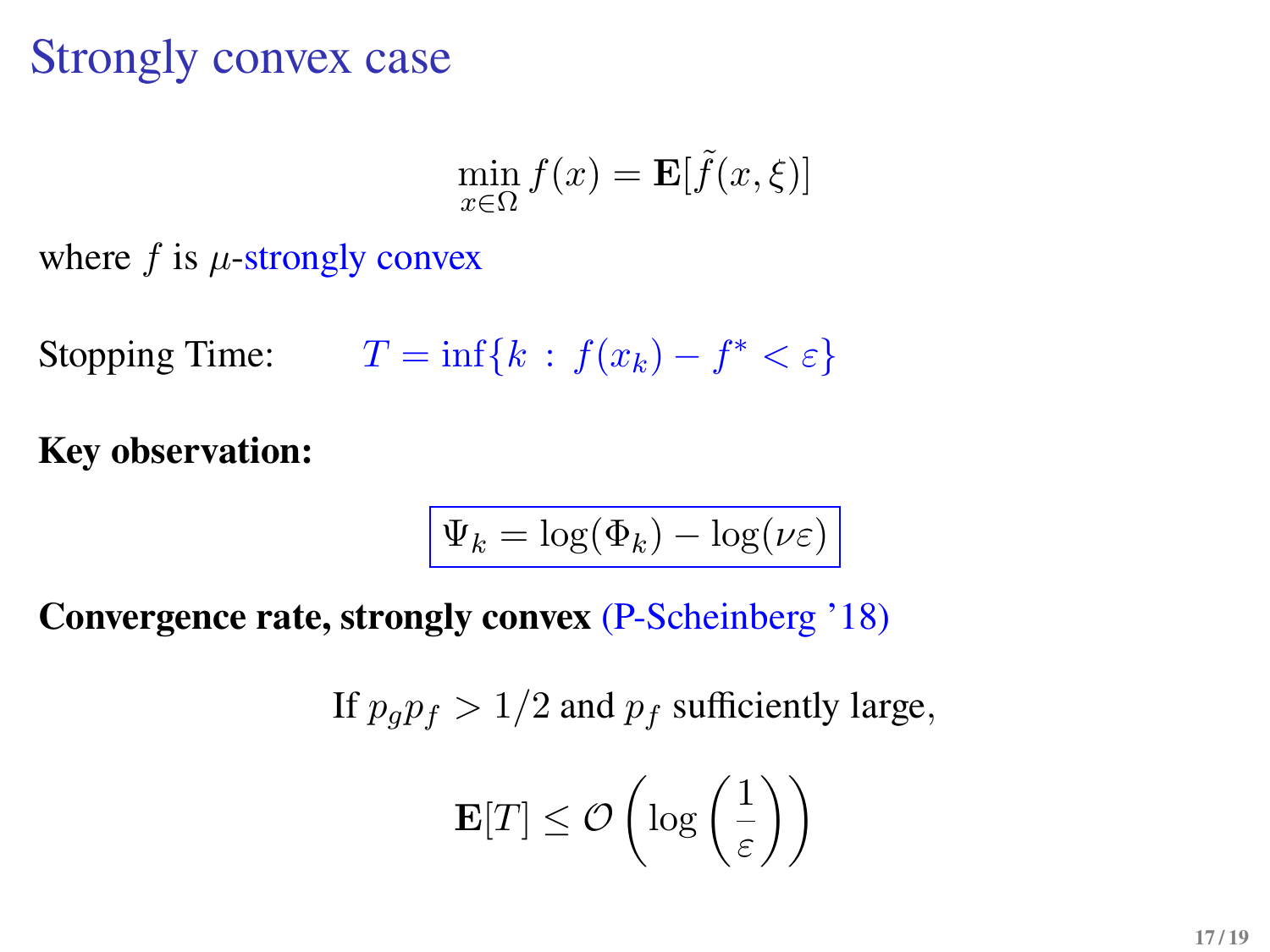# Strongly convex case

$$\min_{x \in \Omega} f(x) = \mathbf{E}[\tilde{f}(x, \xi)]$$

where $f$ is $\mu$-strongly convex

Stopping Time: $T = \inf\{k \,:\, f(x_k) - f^* < \varepsilon\}$

**Key observation:**

$$\boxed{\Psi_k = \log(\Phi_k) - \log(\nu\varepsilon)}$$

**Convergence rate, strongly convex** (P-Scheinberg '18)

If $p_g p_f > 1/2$ and $p_f$ sufficiently large,

$$\mathbf{E}[T] \leq \mathcal{O}\left(\log\left(\frac{1}{\varepsilon}\right)\right)$$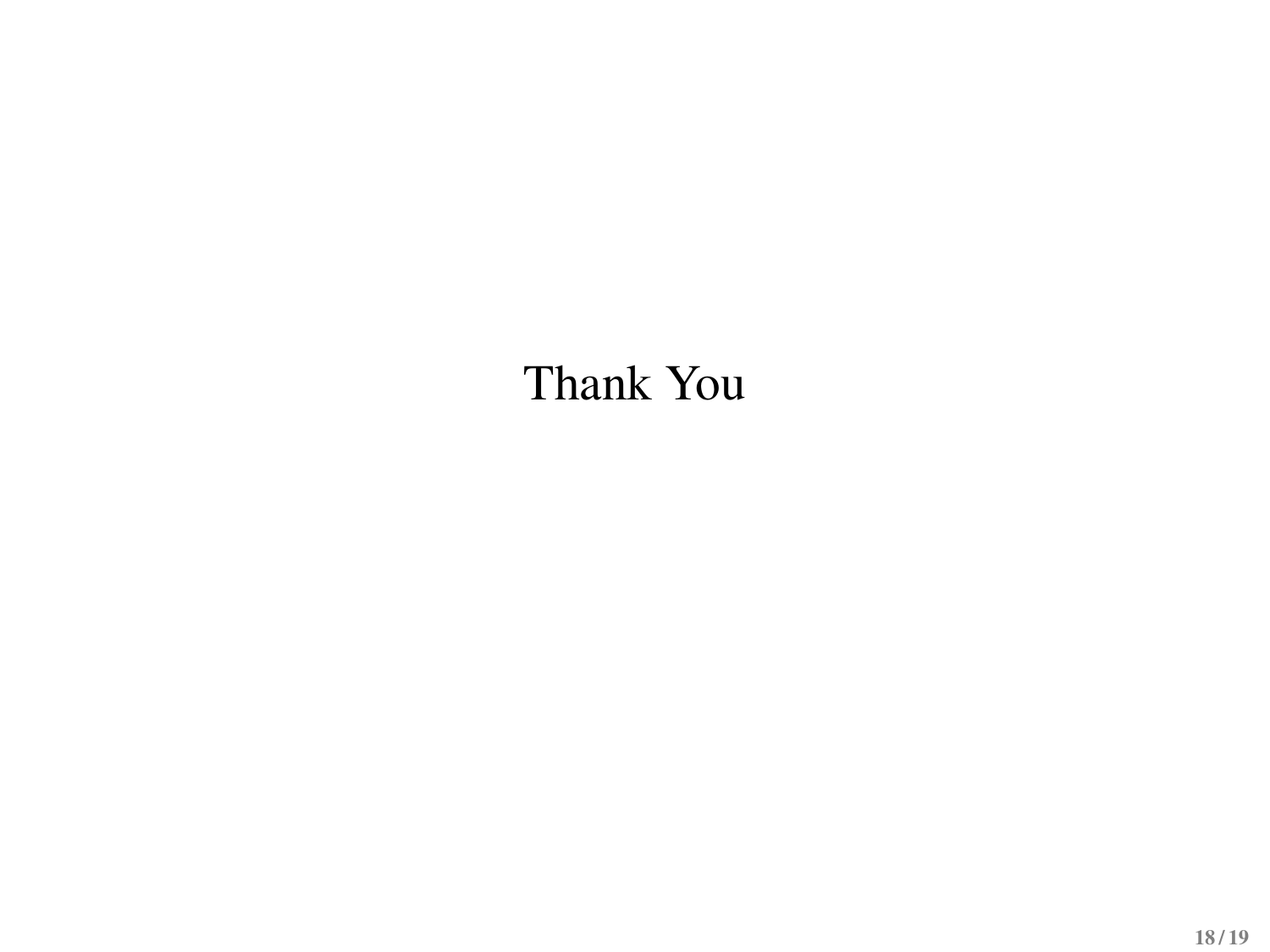Thank You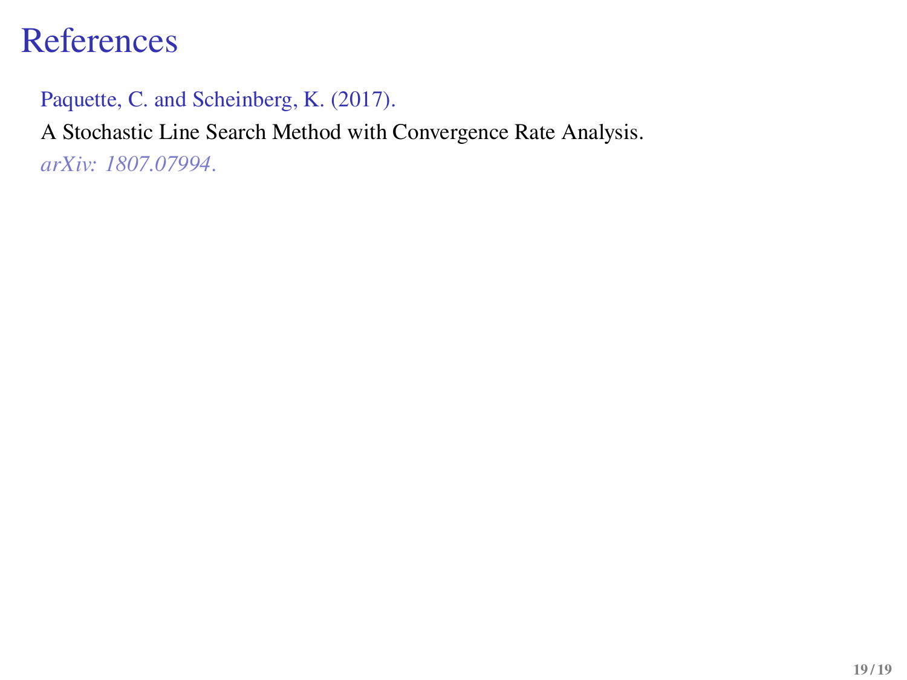# References

Paquette, C. and Scheinberg, K. (2017).

A Stochastic Line Search Method with Convergence Rate Analysis.

*arXiv: 1807.07994.*